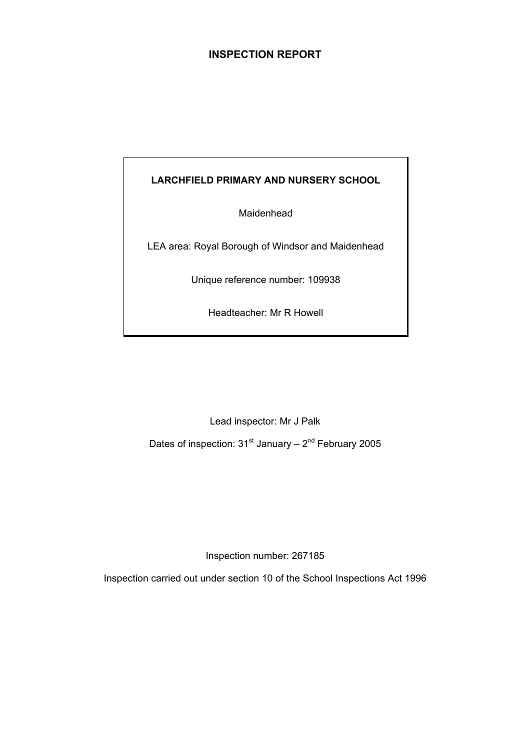# INSPECTION REPORT

**LARCHFIELD PRIMARY AND NURSERY SCHOOL**

Maidenhead

LEA area: Royal Borough of Windsor and Maidenhead

Unique reference number: 109938

Headteacher: Mr R Howell

Lead inspector: Mr J Palk

Dates of inspection: 31st January – 2nd February 2005

Inspection number: 267185

Inspection carried out under section 10 of the School Inspections Act 1996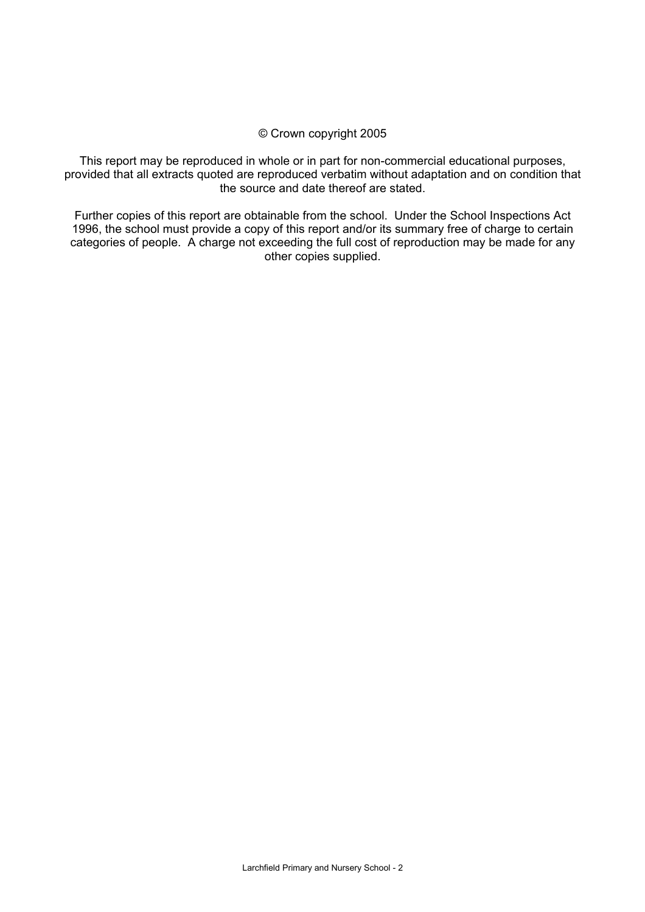© Crown copyright 2005

This report may be reproduced in whole or in part for non-commercial educational purposes, provided that all extracts quoted are reproduced verbatim without adaptation and on condition that the source and date thereof are stated.

Further copies of this report are obtainable from the school. Under the School Inspections Act 1996, the school must provide a copy of this report and/or its summary free of charge to certain categories of people. A charge not exceeding the full cost of reproduction may be made for any other copies supplied.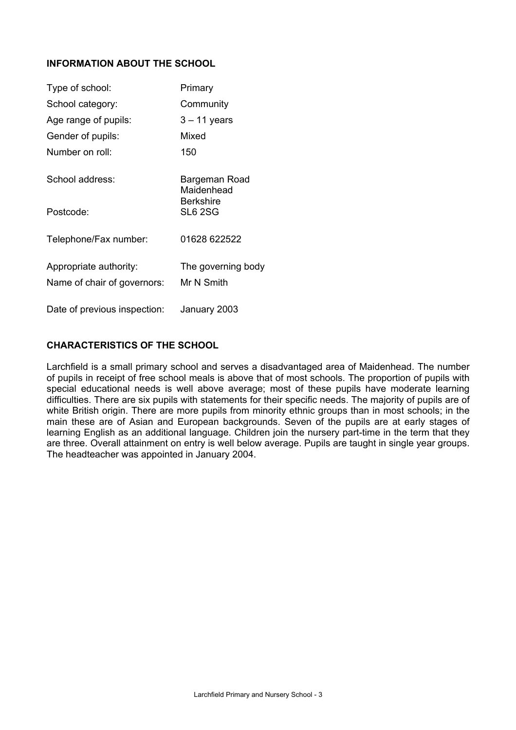## INFORMATION ABOUT THE SCHOOL

| | |
|---|---|
| Type of school: | Primary |
| School category: | Community |
| Age range of pupils: | 3 – 11 years |
| Gender of pupils: | Mixed |
| Number on roll: | 150 |
| School address: | Bargeman Road<br>Maidenhead<br>Berkshire |
| Postcode: | SL6 2SG |
| Telephone/Fax number: | 01628 622522 |
| Appropriate authority: | The governing body |
| Name of chair of governors: | Mr N Smith |
| Date of previous inspection: | January 2003 |

## CHARACTERISTICS OF THE SCHOOL

Larchfield is a small primary school and serves a disadvantaged area of Maidenhead. The number of pupils in receipt of free school meals is above that of most schools. The proportion of pupils with special educational needs is well above average; most of these pupils have moderate learning difficulties. There are six pupils with statements for their specific needs. The majority of pupils are of white British origin. There are more pupils from minority ethnic groups than in most schools; in the main these are of Asian and European backgrounds. Seven of the pupils are at early stages of learning English as an additional language. Children join the nursery part-time in the term that they are three. Overall attainment on entry is well below average. Pupils are taught in single year groups. The headteacher was appointed in January 2004.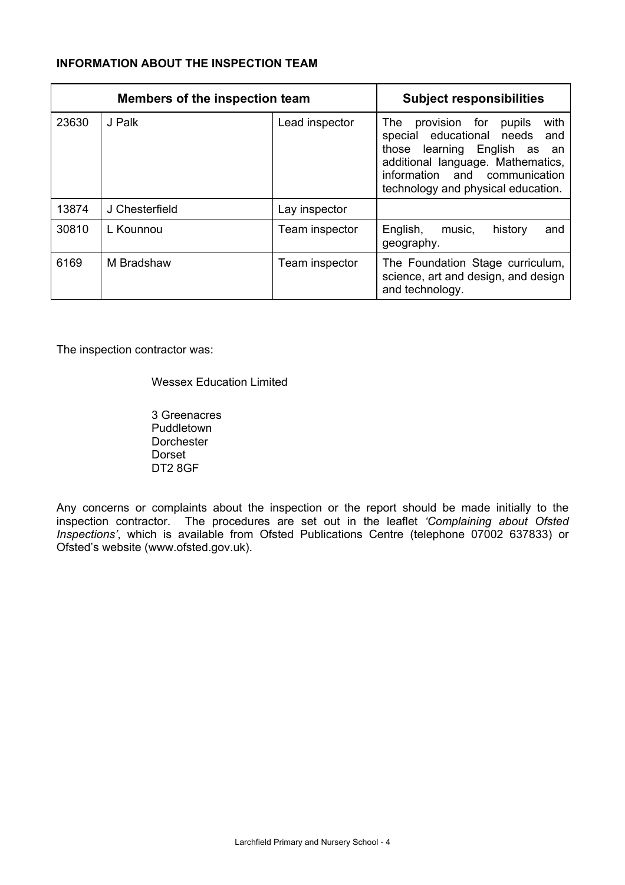**INFORMATION ABOUT THE INSPECTION TEAM**

| Members of the inspection team | | | Subject responsibilities |
|---|---|---|---|
| 23630 | J Palk | Lead inspector | The provision for pupils with special educational needs and those learning English as an additional language. Mathematics, information and communication technology and physical education. |
| 13874 | J Chesterfield | Lay inspector | |
| 30810 | L Kounnou | Team inspector | English, music, history and geography. |
| 6169 | M Bradshaw | Team inspector | The Foundation Stage curriculum, science, art and design, and design and technology. |

The inspection contractor was:

Wessex Education Limited

3 Greenacres
Puddletown
Dorchester
Dorset
DT2 8GF

Any concerns or complaints about the inspection or the report should be made initially to the inspection contractor. The procedures are set out in the leaflet *'Complaining about Ofsted Inspections'*, which is available from Ofsted Publications Centre (telephone 07002 637833) or Ofsted's website (www.ofsted.gov.uk).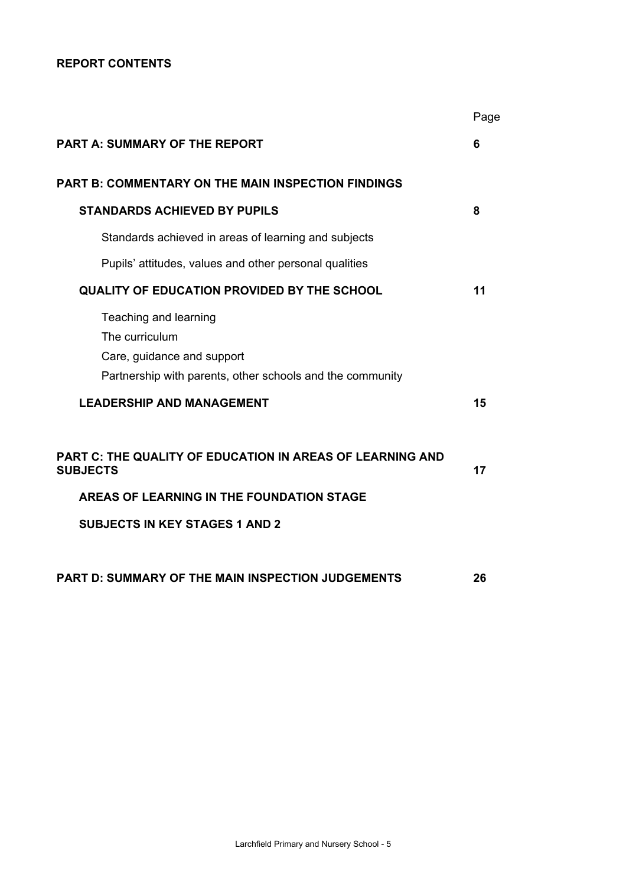**REPORT CONTENTS**

| | Page |
|---|---|
| **PART A: SUMMARY OF THE REPORT** | **6** |
| **PART B: COMMENTARY ON THE MAIN INSPECTION FINDINGS** | |
| **STANDARDS ACHIEVED BY PUPILS** | **8** |
| Standards achieved in areas of learning and subjects | |
| Pupils' attitudes, values and other personal qualities | |
| **QUALITY OF EDUCATION PROVIDED BY THE SCHOOL** | **11** |
| Teaching and learning | |
| The curriculum | |
| Care, guidance and support | |
| Partnership with parents, other schools and the community | |
| **LEADERSHIP AND MANAGEMENT** | **15** |
| **PART C: THE QUALITY OF EDUCATION IN AREAS OF LEARNING AND SUBJECTS** | **17** |
| **AREAS OF LEARNING IN THE FOUNDATION STAGE** | |
| **SUBJECTS IN KEY STAGES 1 AND 2** | |
| **PART D: SUMMARY OF THE MAIN INSPECTION JUDGEMENTS** | **26** |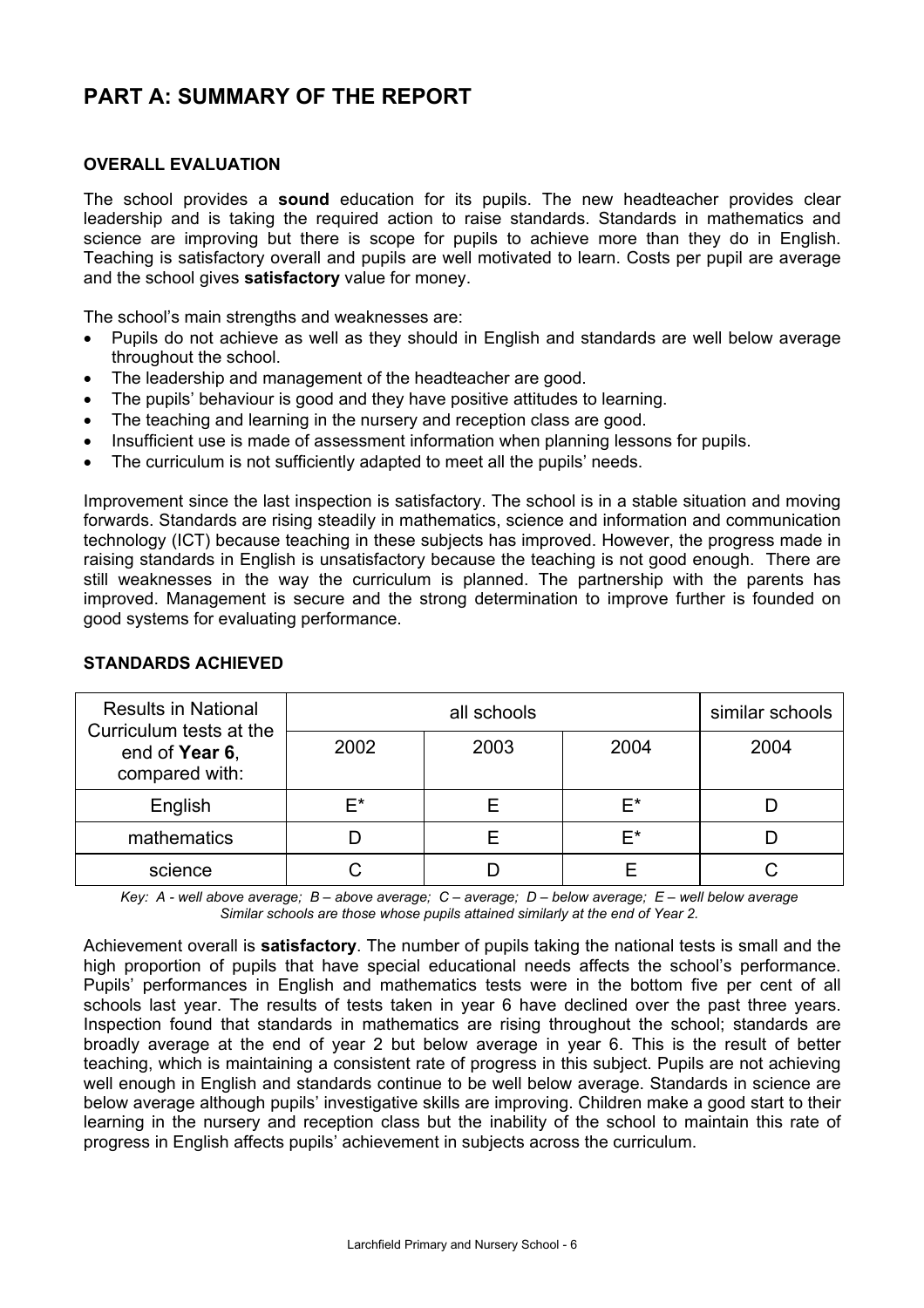# PART A: SUMMARY OF THE REPORT

## OVERALL EVALUATION

The school provides a **sound** education for its pupils. The new headteacher provides clear leadership and is taking the required action to raise standards. Standards in mathematics and science are improving but there is scope for pupils to achieve more than they do in English. Teaching is satisfactory overall and pupils are well motivated to learn. Costs per pupil are average and the school gives **satisfactory** value for money.

The school's main strengths and weaknesses are:

- Pupils do not achieve as well as they should in English and standards are well below average throughout the school.
- The leadership and management of the headteacher are good.
- The pupils' behaviour is good and they have positive attitudes to learning.
- The teaching and learning in the nursery and reception class are good.
- Insufficient use is made of assessment information when planning lessons for pupils.
- The curriculum is not sufficiently adapted to meet all the pupils' needs.

Improvement since the last inspection is satisfactory. The school is in a stable situation and moving forwards. Standards are rising steadily in mathematics, science and information and communication technology (ICT) because teaching in these subjects has improved. However, the progress made in raising standards in English is unsatisfactory because the teaching is not good enough. There are still weaknesses in the way the curriculum is planned. The partnership with the parents has improved. Management is secure and the strong determination to improve further is founded on good systems for evaluating performance.

## STANDARDS ACHIEVED

| Results in National Curriculum tests at the end of **Year 6**, compared with: | all schools | | | similar schools |
|---|---|---|---|---|
| | 2002 | 2003 | 2004 | 2004 |
| English | E* | E | E* | D |
| mathematics | D | E | E* | D |
| science | C | D | E | C |

*Key: A - well above average; B – above average; C – average; D – below average; E – well below average*
*Similar schools are those whose pupils attained similarly at the end of Year 2.*

Achievement overall is **satisfactory**. The number of pupils taking the national tests is small and the high proportion of pupils that have special educational needs affects the school's performance. Pupils' performances in English and mathematics tests were in the bottom five per cent of all schools last year. The results of tests taken in year 6 have declined over the past three years. Inspection found that standards in mathematics are rising throughout the school; standards are broadly average at the end of year 2 but below average in year 6. This is the result of better teaching, which is maintaining a consistent rate of progress in this subject. Pupils are not achieving well enough in English and standards continue to be well below average. Standards in science are below average although pupils' investigative skills are improving. Children make a good start to their learning in the nursery and reception class but the inability of the school to maintain this rate of progress in English affects pupils' achievement in subjects across the curriculum.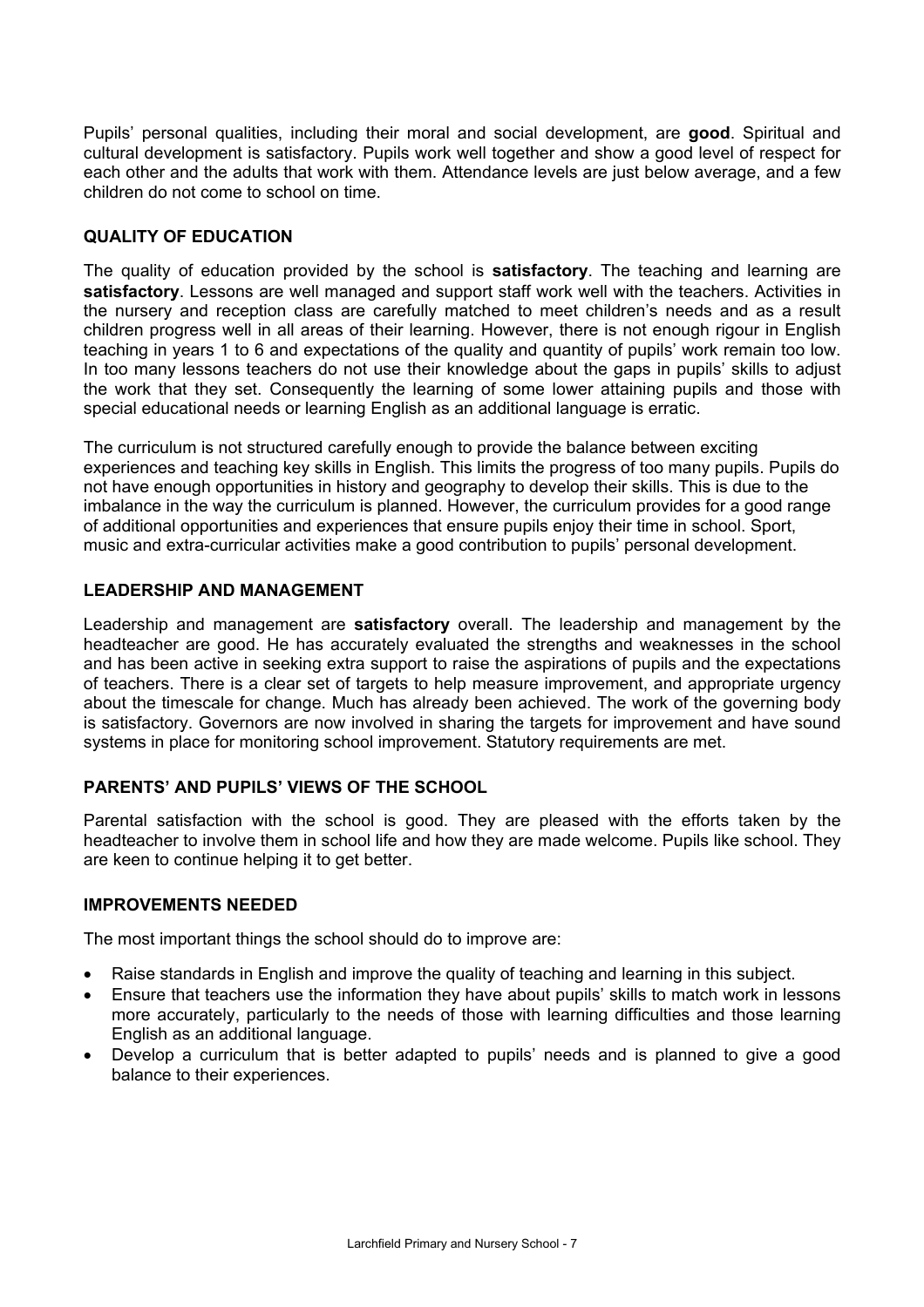Pupils' personal qualities, including their moral and social development, are **good**. Spiritual and cultural development is satisfactory. Pupils work well together and show a good level of respect for each other and the adults that work with them. Attendance levels are just below average, and a few children do not come to school on time.

## QUALITY OF EDUCATION

The quality of education provided by the school is **satisfactory**. The teaching and learning are **satisfactory**. Lessons are well managed and support staff work well with the teachers. Activities in the nursery and reception class are carefully matched to meet children's needs and as a result children progress well in all areas of their learning. However, there is not enough rigour in English teaching in years 1 to 6 and expectations of the quality and quantity of pupils' work remain too low. In too many lessons teachers do not use their knowledge about the gaps in pupils' skills to adjust the work that they set. Consequently the learning of some lower attaining pupils and those with special educational needs or learning English as an additional language is erratic.

The curriculum is not structured carefully enough to provide the balance between exciting experiences and teaching key skills in English. This limits the progress of too many pupils. Pupils do not have enough opportunities in history and geography to develop their skills. This is due to the imbalance in the way the curriculum is planned. However, the curriculum provides for a good range of additional opportunities and experiences that ensure pupils enjoy their time in school. Sport, music and extra-curricular activities make a good contribution to pupils' personal development.

## LEADERSHIP AND MANAGEMENT

Leadership and management are **satisfactory** overall. The leadership and management by the headteacher are good. He has accurately evaluated the strengths and weaknesses in the school and has been active in seeking extra support to raise the aspirations of pupils and the expectations of teachers. There is a clear set of targets to help measure improvement, and appropriate urgency about the timescale for change. Much has already been achieved. The work of the governing body is satisfactory. Governors are now involved in sharing the targets for improvement and have sound systems in place for monitoring school improvement. Statutory requirements are met.

## PARENTS' AND PUPILS' VIEWS OF THE SCHOOL

Parental satisfaction with the school is good. They are pleased with the efforts taken by the headteacher to involve them in school life and how they are made welcome. Pupils like school. They are keen to continue helping it to get better.

## IMPROVEMENTS NEEDED

The most important things the school should do to improve are:

- Raise standards in English and improve the quality of teaching and learning in this subject.
- Ensure that teachers use the information they have about pupils' skills to match work in lessons more accurately, particularly to the needs of those with learning difficulties and those learning English as an additional language.
- Develop a curriculum that is better adapted to pupils' needs and is planned to give a good balance to their experiences.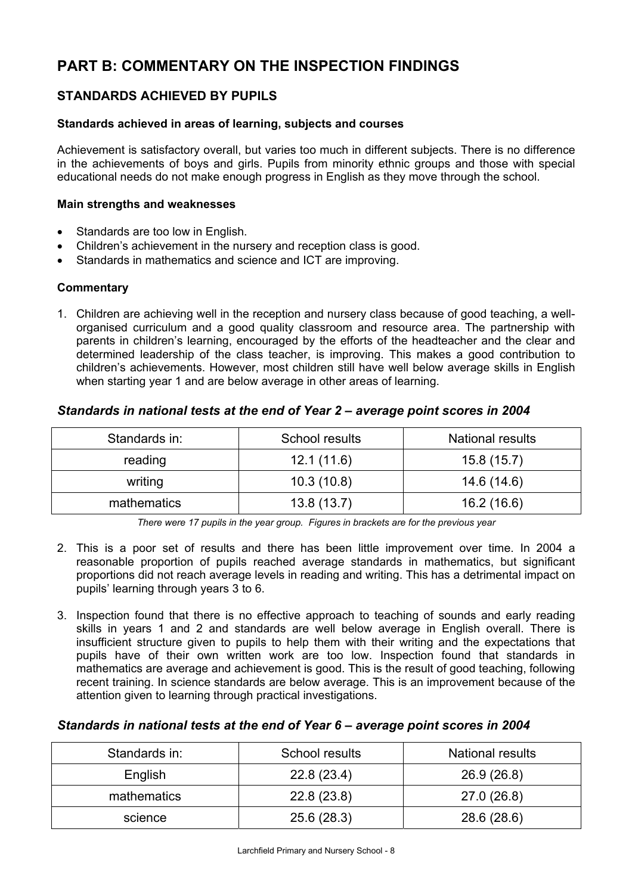# PART B: COMMENTARY ON THE INSPECTION FINDINGS

## STANDARDS ACHIEVED BY PUPILS

### Standards achieved in areas of learning, subjects and courses

Achievement is satisfactory overall, but varies too much in different subjects. There is no difference in the achievements of boys and girls. Pupils from minority ethnic groups and those with special educational needs do not make enough progress in English as they move through the school.

**Main strengths and weaknesses**

- Standards are too low in English.
- Children's achievement in the nursery and reception class is good.
- Standards in mathematics and science and ICT are improving.

**Commentary**

1. Children are achieving well in the reception and nursery class because of good teaching, a well-organised curriculum and a good quality classroom and resource area. The partnership with parents in children's learning, encouraged by the efforts of the headteacher and the clear and determined leadership of the class teacher, is improving. This makes a good contribution to children's achievements. However, most children still have well below average skills in English when starting year 1 and are below average in other areas of learning.

### *Standards in national tests at the end of Year 2 – average point scores in 2004*

| Standards in: | School results | National results |
|---|---|---|
| reading | 12.1 (11.6) | 15.8 (15.7) |
| writing | 10.3 (10.8) | 14.6 (14.6) |
| mathematics | 13.8 (13.7) | 16.2 (16.6) |

*There were 17 pupils in the year group. Figures in brackets are for the previous year*

2. This is a poor set of results and there has been little improvement over time. In 2004 a reasonable proportion of pupils reached average standards in mathematics, but significant proportions did not reach average levels in reading and writing. This has a detrimental impact on pupils' learning through years 3 to 6.

3. Inspection found that there is no effective approach to teaching of sounds and early reading skills in years 1 and 2 and standards are well below average in English overall. There is insufficient structure given to pupils to help them with their writing and the expectations that pupils have of their own written work are too low. Inspection found that standards in mathematics are average and achievement is good. This is the result of good teaching, following recent training. In science standards are below average. This is an improvement because of the attention given to learning through practical investigations.

### *Standards in national tests at the end of Year 6 – average point scores in 2004*

| Standards in: | School results | National results |
|---|---|---|
| English | 22.8 (23.4) | 26.9 (26.8) |
| mathematics | 22.8 (23.8) | 27.0 (26.8) |
| science | 25.6 (28.3) | 28.6 (28.6) |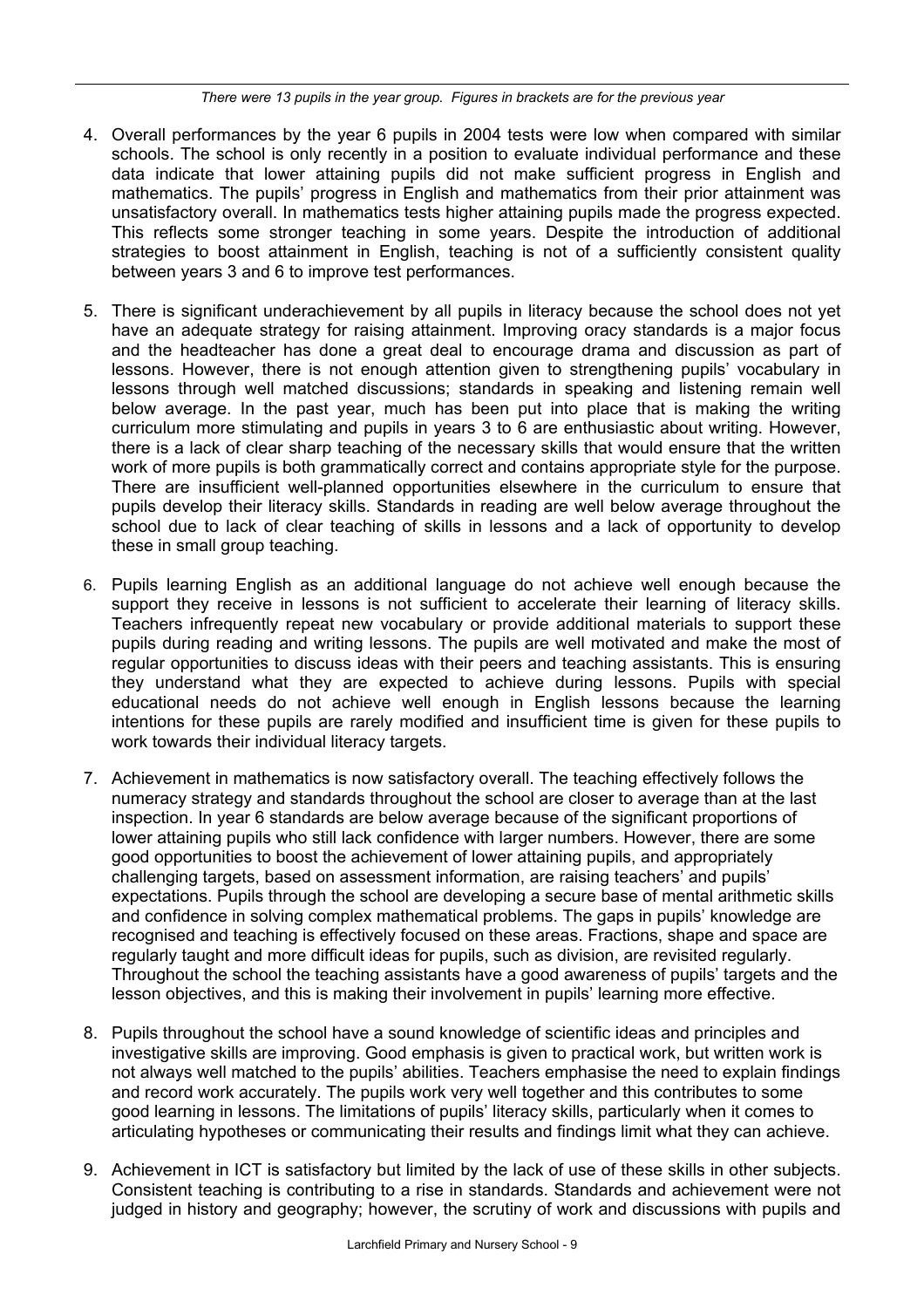*There were 13 pupils in the year group. Figures in brackets are for the previous year*

4. Overall performances by the year 6 pupils in 2004 tests were low when compared with similar schools. The school is only recently in a position to evaluate individual performance and these data indicate that lower attaining pupils did not make sufficient progress in English and mathematics. The pupils' progress in English and mathematics from their prior attainment was unsatisfactory overall. In mathematics tests higher attaining pupils made the progress expected. This reflects some stronger teaching in some years. Despite the introduction of additional strategies to boost attainment in English, teaching is not of a sufficiently consistent quality between years 3 and 6 to improve test performances.

5. There is significant underachievement by all pupils in literacy because the school does not yet have an adequate strategy for raising attainment. Improving oracy standards is a major focus and the headteacher has done a great deal to encourage drama and discussion as part of lessons. However, there is not enough attention given to strengthening pupils' vocabulary in lessons through well matched discussions; standards in speaking and listening remain well below average. In the past year, much has been put into place that is making the writing curriculum more stimulating and pupils in years 3 to 6 are enthusiastic about writing. However, there is a lack of clear sharp teaching of the necessary skills that would ensure that the written work of more pupils is both grammatically correct and contains appropriate style for the purpose. There are insufficient well-planned opportunities elsewhere in the curriculum to ensure that pupils develop their literacy skills. Standards in reading are well below average throughout the school due to lack of clear teaching of skills in lessons and a lack of opportunity to develop these in small group teaching.

6. Pupils learning English as an additional language do not achieve well enough because the support they receive in lessons is not sufficient to accelerate their learning of literacy skills. Teachers infrequently repeat new vocabulary or provide additional materials to support these pupils during reading and writing lessons. The pupils are well motivated and make the most of regular opportunities to discuss ideas with their peers and teaching assistants. This is ensuring they understand what they are expected to achieve during lessons. Pupils with special educational needs do not achieve well enough in English lessons because the learning intentions for these pupils are rarely modified and insufficient time is given for these pupils to work towards their individual literacy targets.

7. Achievement in mathematics is now satisfactory overall. The teaching effectively follows the numeracy strategy and standards throughout the school are closer to average than at the last inspection. In year 6 standards are below average because of the significant proportions of lower attaining pupils who still lack confidence with larger numbers. However, there are some good opportunities to boost the achievement of lower attaining pupils, and appropriately challenging targets, based on assessment information, are raising teachers' and pupils' expectations. Pupils through the school are developing a secure base of mental arithmetic skills and confidence in solving complex mathematical problems. The gaps in pupils' knowledge are recognised and teaching is effectively focused on these areas. Fractions, shape and space are regularly taught and more difficult ideas for pupils, such as division, are revisited regularly. Throughout the school the teaching assistants have a good awareness of pupils' targets and the lesson objectives, and this is making their involvement in pupils' learning more effective.

8. Pupils throughout the school have a sound knowledge of scientific ideas and principles and investigative skills are improving. Good emphasis is given to practical work, but written work is not always well matched to the pupils' abilities. Teachers emphasise the need to explain findings and record work accurately. The pupils work very well together and this contributes to some good learning in lessons. The limitations of pupils' literacy skills, particularly when it comes to articulating hypotheses or communicating their results and findings limit what they can achieve.

9. Achievement in ICT is satisfactory but limited by the lack of use of these skills in other subjects. Consistent teaching is contributing to a rise in standards. Standards and achievement were not judged in history and geography; however, the scrutiny of work and discussions with pupils and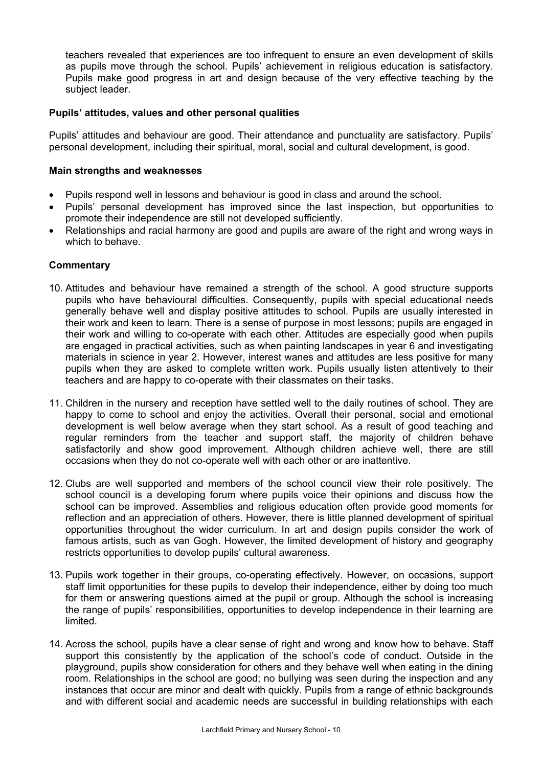teachers revealed that experiences are too infrequent to ensure an even development of skills as pupils move through the school. Pupils' achievement in religious education is satisfactory. Pupils make good progress in art and design because of the very effective teaching by the subject leader.

### Pupils' attitudes, values and other personal qualities

Pupils' attitudes and behaviour are good. Their attendance and punctuality are satisfactory. Pupils' personal development, including their spiritual, moral, social and cultural development, is good.

#### Main strengths and weaknesses

- Pupils respond well in lessons and behaviour is good in class and around the school.
- Pupils' personal development has improved since the last inspection, but opportunities to promote their independence are still not developed sufficiently.
- Relationships and racial harmony are good and pupils are aware of the right and wrong ways in which to behave.

#### Commentary

10. Attitudes and behaviour have remained a strength of the school. A good structure supports pupils who have behavioural difficulties. Consequently, pupils with special educational needs generally behave well and display positive attitudes to school. Pupils are usually interested in their work and keen to learn. There is a sense of purpose in most lessons; pupils are engaged in their work and willing to co-operate with each other. Attitudes are especially good when pupils are engaged in practical activities, such as when painting landscapes in year 6 and investigating materials in science in year 2. However, interest wanes and attitudes are less positive for many pupils when they are asked to complete written work. Pupils usually listen attentively to their teachers and are happy to co-operate with their classmates on their tasks.

11. Children in the nursery and reception have settled well to the daily routines of school. They are happy to come to school and enjoy the activities. Overall their personal, social and emotional development is well below average when they start school. As a result of good teaching and regular reminders from the teacher and support staff, the majority of children behave satisfactorily and show good improvement. Although children achieve well, there are still occasions when they do not co-operate well with each other or are inattentive.

12. Clubs are well supported and members of the school council view their role positively. The school council is a developing forum where pupils voice their opinions and discuss how the school can be improved. Assemblies and religious education often provide good moments for reflection and an appreciation of others. However, there is little planned development of spiritual opportunities throughout the wider curriculum. In art and design pupils consider the work of famous artists, such as van Gogh. However, the limited development of history and geography restricts opportunities to develop pupils' cultural awareness.

13. Pupils work together in their groups, co-operating effectively. However, on occasions, support staff limit opportunities for these pupils to develop their independence, either by doing too much for them or answering questions aimed at the pupil or group. Although the school is increasing the range of pupils' responsibilities, opportunities to develop independence in their learning are limited.

14. Across the school, pupils have a clear sense of right and wrong and know how to behave. Staff support this consistently by the application of the school's code of conduct. Outside in the playground, pupils show consideration for others and they behave well when eating in the dining room. Relationships in the school are good; no bullying was seen during the inspection and any instances that occur are minor and dealt with quickly. Pupils from a range of ethnic backgrounds and with different social and academic needs are successful in building relationships with each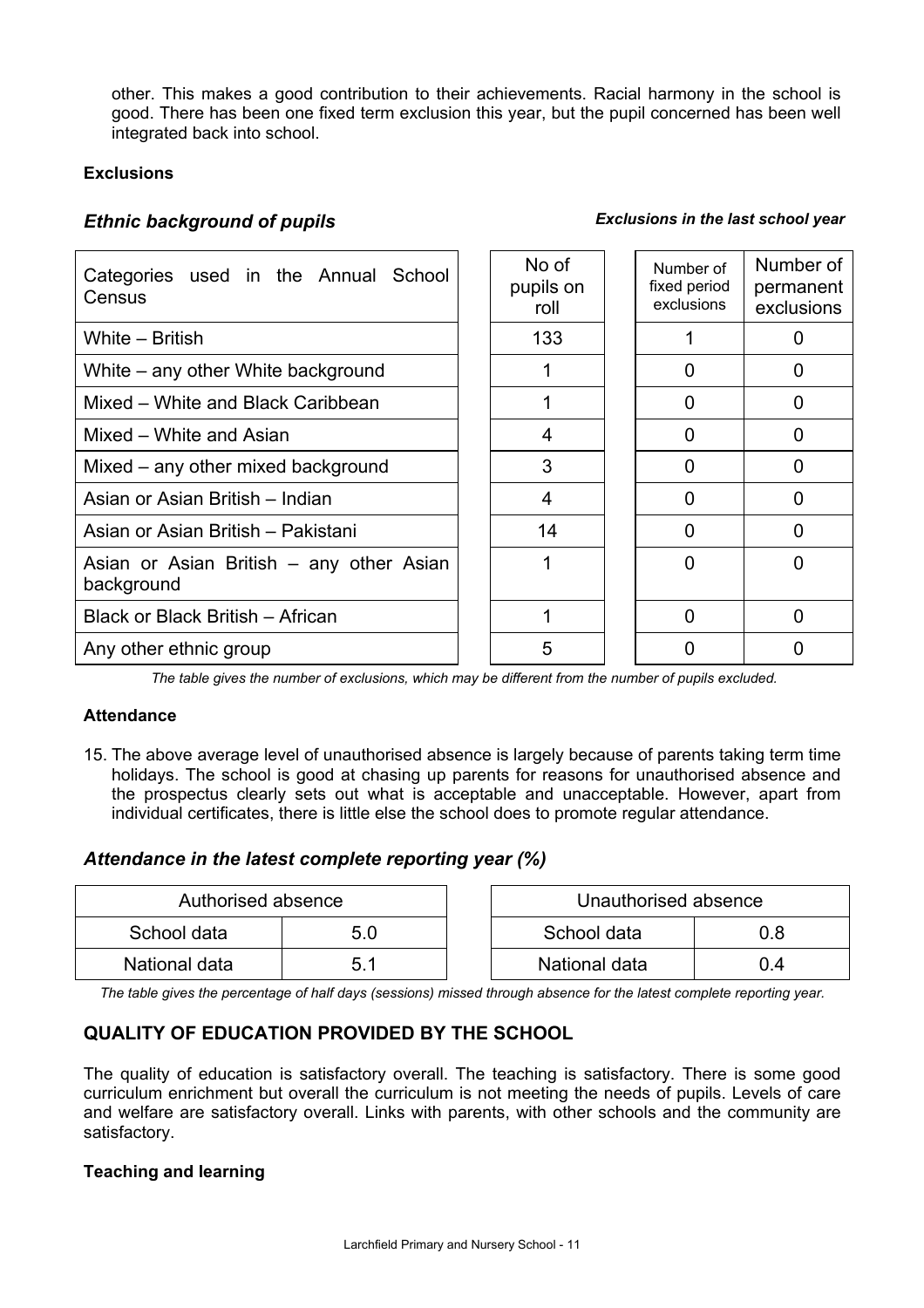other. This makes a good contribution to their achievements. Racial harmony in the school is good. There has been one fixed term exclusion this year, but the pupil concerned has been well integrated back into school.

**Exclusions**

***Ethnic background of pupils*** ***Exclusions in the last school year***

| Categories used in the Annual School Census | No of pupils on roll | Number of fixed period exclusions | Number of permanent exclusions |
|---|---|---|---|
| White – British | 133 | 1 | 0 |
| White – any other White background | 1 | 0 | 0 |
| Mixed – White and Black Caribbean | 1 | 0 | 0 |
| Mixed – White and Asian | 4 | 0 | 0 |
| Mixed – any other mixed background | 3 | 0 | 0 |
| Asian or Asian British – Indian | 4 | 0 | 0 |
| Asian or Asian British – Pakistani | 14 | 0 | 0 |
| Asian or Asian British – any other Asian background | 1 | 0 | 0 |
| Black or Black British – African | 1 | 0 | 0 |
| Any other ethnic group | 5 | 0 | 0 |

*The table gives the number of exclusions, which may be different from the number of pupils excluded.*

**Attendance**

15. The above average level of unauthorised absence is largely because of parents taking term time holidays. The school is good at chasing up parents for reasons for unauthorised absence and the prospectus clearly sets out what is acceptable and unacceptable. However, apart from individual certificates, there is little else the school does to promote regular attendance.

### *Attendance in the latest complete reporting year (%)*

| Authorised absence | |
|---|---|
| School data | 5.0 |
| National data | 5.1 |

| Unauthorised absence | |
|---|---|
| School data | 0.8 |
| National data | 0.4 |

*The table gives the percentage of half days (sessions) missed through absence for the latest complete reporting year.*

## QUALITY OF EDUCATION PROVIDED BY THE SCHOOL

The quality of education is satisfactory overall. The teaching is satisfactory. There is some good curriculum enrichment but overall the curriculum is not meeting the needs of pupils. Levels of care and welfare are satisfactory overall. Links with parents, with other schools and the community are satisfactory.

**Teaching and learning**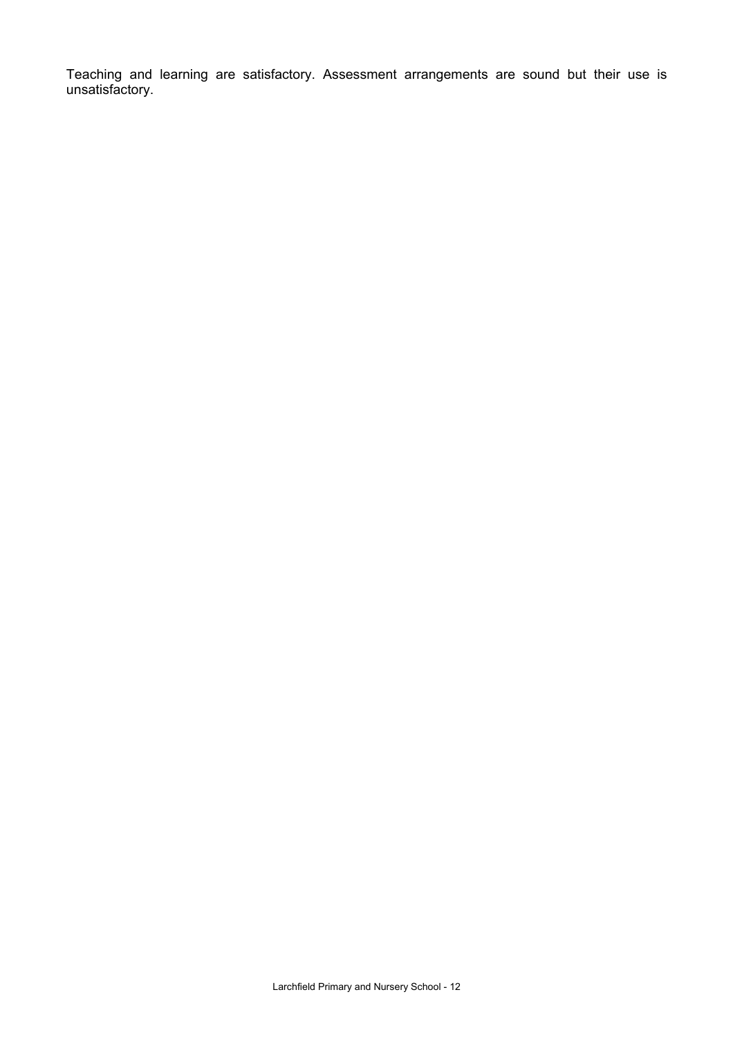Teaching and learning are satisfactory. Assessment arrangements are sound but their use is unsatisfactory.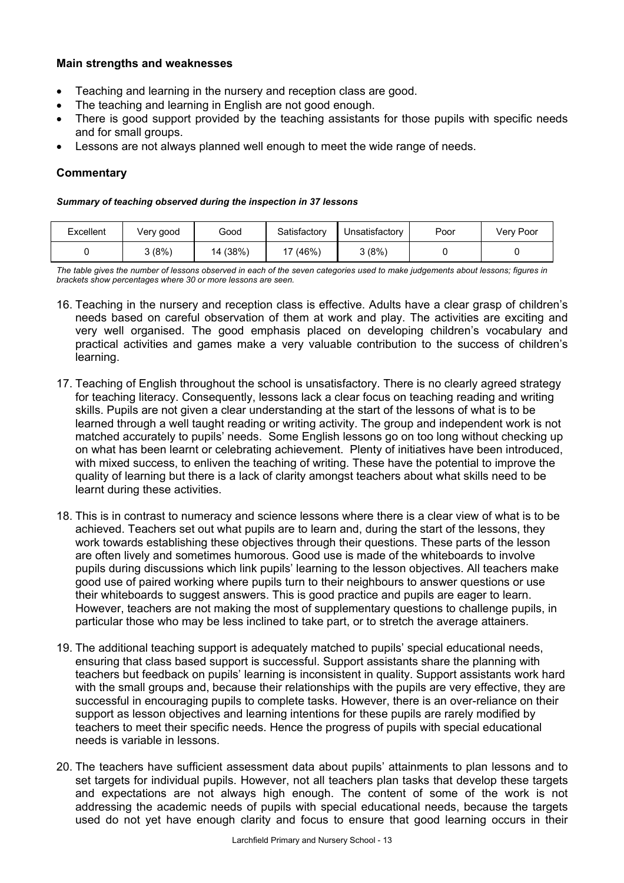**Main strengths and weaknesses**

- Teaching and learning in the nursery and reception class are good.
- The teaching and learning in English are not good enough.
- There is good support provided by the teaching assistants for those pupils with specific needs and for small groups.
- Lessons are not always planned well enough to meet the wide range of needs.

**Commentary**

***Summary of teaching observed during the inspection in 37 lessons***

| Excellent | Very good | Good | Satisfactory | Unsatisfactory | Poor | Very Poor |
|---|---|---|---|---|---|---|
| 0 | 3 (8%) | 14 (38%) | 17 (46%) | 3 (8%) | 0 | 0 |

*The table gives the number of lessons observed in each of the seven categories used to make judgements about lessons; figures in brackets show percentages where 30 or more lessons are seen.*

16. Teaching in the nursery and reception class is effective. Adults have a clear grasp of children's needs based on careful observation of them at work and play. The activities are exciting and very well organised. The good emphasis placed on developing children's vocabulary and practical activities and games make a very valuable contribution to the success of children's learning.

17. Teaching of English throughout the school is unsatisfactory. There is no clearly agreed strategy for teaching literacy. Consequently, lessons lack a clear focus on teaching reading and writing skills. Pupils are not given a clear understanding at the start of the lessons of what is to be learned through a well taught reading or writing activity. The group and independent work is not matched accurately to pupils' needs. Some English lessons go on too long without checking up on what has been learnt or celebrating achievement. Plenty of initiatives have been introduced, with mixed success, to enliven the teaching of writing. These have the potential to improve the quality of learning but there is a lack of clarity amongst teachers about what skills need to be learnt during these activities.

18. This is in contrast to numeracy and science lessons where there is a clear view of what is to be achieved. Teachers set out what pupils are to learn and, during the start of the lessons, they work towards establishing these objectives through their questions. These parts of the lesson are often lively and sometimes humorous. Good use is made of the whiteboards to involve pupils during discussions which link pupils' learning to the lesson objectives. All teachers make good use of paired working where pupils turn to their neighbours to answer questions or use their whiteboards to suggest answers. This is good practice and pupils are eager to learn. However, teachers are not making the most of supplementary questions to challenge pupils, in particular those who may be less inclined to take part, or to stretch the average attainers.

19. The additional teaching support is adequately matched to pupils' special educational needs, ensuring that class based support is successful. Support assistants share the planning with teachers but feedback on pupils' learning is inconsistent in quality. Support assistants work hard with the small groups and, because their relationships with the pupils are very effective, they are successful in encouraging pupils to complete tasks. However, there is an over-reliance on their support as lesson objectives and learning intentions for these pupils are rarely modified by teachers to meet their specific needs. Hence the progress of pupils with special educational needs is variable in lessons.

20. The teachers have sufficient assessment data about pupils' attainments to plan lessons and to set targets for individual pupils. However, not all teachers plan tasks that develop these targets and expectations are not always high enough. The content of some of the work is not addressing the academic needs of pupils with special educational needs, because the targets used do not yet have enough clarity and focus to ensure that good learning occurs in their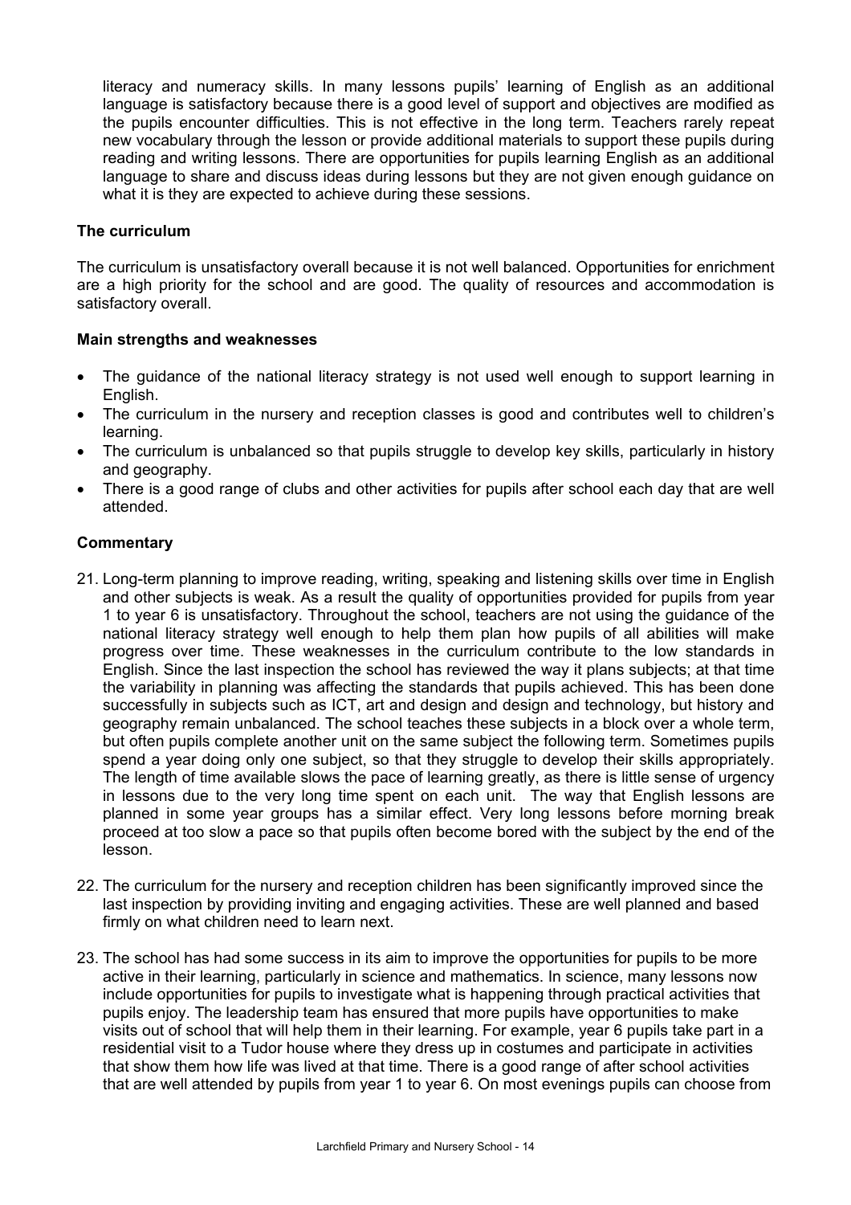literacy and numeracy skills. In many lessons pupils' learning of English as an additional language is satisfactory because there is a good level of support and objectives are modified as the pupils encounter difficulties. This is not effective in the long term. Teachers rarely repeat new vocabulary through the lesson or provide additional materials to support these pupils during reading and writing lessons. There are opportunities for pupils learning English as an additional language to share and discuss ideas during lessons but they are not given enough guidance on what it is they are expected to achieve during these sessions.

### The curriculum

The curriculum is unsatisfactory overall because it is not well balanced. Opportunities for enrichment are a high priority for the school and are good. The quality of resources and accommodation is satisfactory overall.

#### Main strengths and weaknesses

- The guidance of the national literacy strategy is not used well enough to support learning in English.
- The curriculum in the nursery and reception classes is good and contributes well to children's learning.
- The curriculum is unbalanced so that pupils struggle to develop key skills, particularly in history and geography.
- There is a good range of clubs and other activities for pupils after school each day that are well attended.

#### Commentary

21. Long-term planning to improve reading, writing, speaking and listening skills over time in English and other subjects is weak. As a result the quality of opportunities provided for pupils from year 1 to year 6 is unsatisfactory. Throughout the school, teachers are not using the guidance of the national literacy strategy well enough to help them plan how pupils of all abilities will make progress over time. These weaknesses in the curriculum contribute to the low standards in English. Since the last inspection the school has reviewed the way it plans subjects; at that time the variability in planning was affecting the standards that pupils achieved. This has been done successfully in subjects such as ICT, art and design and design and technology, but history and geography remain unbalanced. The school teaches these subjects in a block over a whole term, but often pupils complete another unit on the same subject the following term. Sometimes pupils spend a year doing only one subject, so that they struggle to develop their skills appropriately. The length of time available slows the pace of learning greatly, as there is little sense of urgency in lessons due to the very long time spent on each unit. The way that English lessons are planned in some year groups has a similar effect. Very long lessons before morning break proceed at too slow a pace so that pupils often become bored with the subject by the end of the lesson.

22. The curriculum for the nursery and reception children has been significantly improved since the last inspection by providing inviting and engaging activities. These are well planned and based firmly on what children need to learn next.

23. The school has had some success in its aim to improve the opportunities for pupils to be more active in their learning, particularly in science and mathematics. In science, many lessons now include opportunities for pupils to investigate what is happening through practical activities that pupils enjoy. The leadership team has ensured that more pupils have opportunities to make visits out of school that will help them in their learning. For example, year 6 pupils take part in a residential visit to a Tudor house where they dress up in costumes and participate in activities that show them how life was lived at that time. There is a good range of after school activities that are well attended by pupils from year 1 to year 6. On most evenings pupils can choose from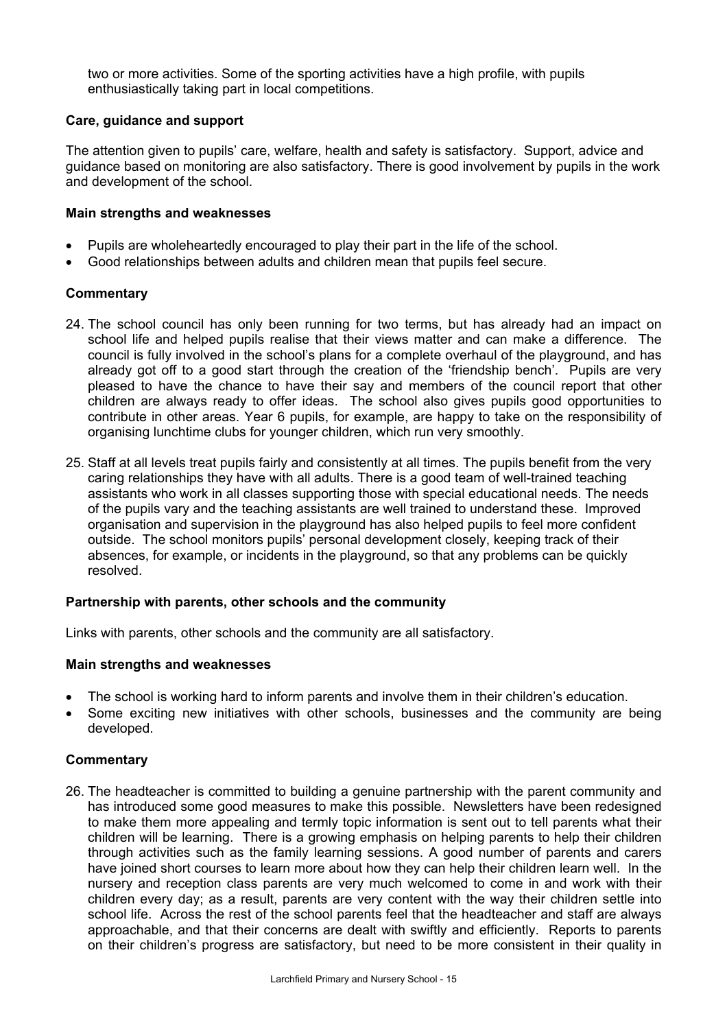two or more activities. Some of the sporting activities have a high profile, with pupils enthusiastically taking part in local competitions.

### Care, guidance and support

The attention given to pupils' care, welfare, health and safety is satisfactory. Support, advice and guidance based on monitoring are also satisfactory. There is good involvement by pupils in the work and development of the school.

#### Main strengths and weaknesses

- Pupils are wholeheartedly encouraged to play their part in the life of the school.
- Good relationships between adults and children mean that pupils feel secure.

#### Commentary

24. The school council has only been running for two terms, but has already had an impact on school life and helped pupils realise that their views matter and can make a difference. The council is fully involved in the school's plans for a complete overhaul of the playground, and has already got off to a good start through the creation of the 'friendship bench'. Pupils are very pleased to have the chance to have their say and members of the council report that other children are always ready to offer ideas. The school also gives pupils good opportunities to contribute in other areas. Year 6 pupils, for example, are happy to take on the responsibility of organising lunchtime clubs for younger children, which run very smoothly.

25. Staff at all levels treat pupils fairly and consistently at all times. The pupils benefit from the very caring relationships they have with all adults. There is a good team of well-trained teaching assistants who work in all classes supporting those with special educational needs. The needs of the pupils vary and the teaching assistants are well trained to understand these. Improved organisation and supervision in the playground has also helped pupils to feel more confident outside. The school monitors pupils' personal development closely, keeping track of their absences, for example, or incidents in the playground, so that any problems can be quickly resolved.

### Partnership with parents, other schools and the community

Links with parents, other schools and the community are all satisfactory.

#### Main strengths and weaknesses

- The school is working hard to inform parents and involve them in their children's education.
- Some exciting new initiatives with other schools, businesses and the community are being developed.

#### Commentary

26. The headteacher is committed to building a genuine partnership with the parent community and has introduced some good measures to make this possible. Newsletters have been redesigned to make them more appealing and termly topic information is sent out to tell parents what their children will be learning. There is a growing emphasis on helping parents to help their children through activities such as the family learning sessions. A good number of parents and carers have joined short courses to learn more about how they can help their children learn well. In the nursery and reception class parents are very much welcomed to come in and work with their children every day; as a result, parents are very content with the way their children settle into school life. Across the rest of the school parents feel that the headteacher and staff are always approachable, and that their concerns are dealt with swiftly and efficiently. Reports to parents on their children's progress are satisfactory, but need to be more consistent in their quality in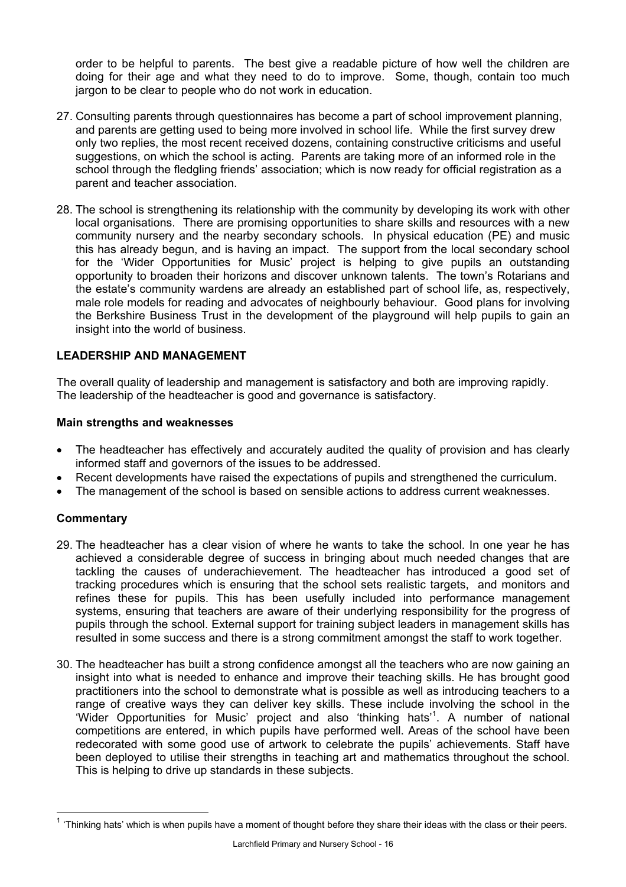order to be helpful to parents. The best give a readable picture of how well the children are doing for their age and what they need to do to improve. Some, though, contain too much jargon to be clear to people who do not work in education.

27. Consulting parents through questionnaires has become a part of school improvement planning, and parents are getting used to being more involved in school life. While the first survey drew only two replies, the most recent received dozens, containing constructive criticisms and useful suggestions, on which the school is acting. Parents are taking more of an informed role in the school through the fledgling friends' association; which is now ready for official registration as a parent and teacher association.

28. The school is strengthening its relationship with the community by developing its work with other local organisations. There are promising opportunities to share skills and resources with a new community nursery and the nearby secondary schools. In physical education (PE) and music this has already begun, and is having an impact. The support from the local secondary school for the 'Wider Opportunities for Music' project is helping to give pupils an outstanding opportunity to broaden their horizons and discover unknown talents. The town's Rotarians and the estate's community wardens are already an established part of school life, as, respectively, male role models for reading and advocates of neighbourly behaviour. Good plans for involving the Berkshire Business Trust in the development of the playground will help pupils to gain an insight into the world of business.

## LEADERSHIP AND MANAGEMENT

The overall quality of leadership and management is satisfactory and both are improving rapidly. The leadership of the headteacher is good and governance is satisfactory.

### Main strengths and weaknesses

- The headteacher has effectively and accurately audited the quality of provision and has clearly informed staff and governors of the issues to be addressed.
- Recent developments have raised the expectations of pupils and strengthened the curriculum.
- The management of the school is based on sensible actions to address current weaknesses.

### Commentary

29. The headteacher has a clear vision of where he wants to take the school. In one year he has achieved a considerable degree of success in bringing about much needed changes that are tackling the causes of underachievement. The headteacher has introduced a good set of tracking procedures which is ensuring that the school sets realistic targets, and monitors and refines these for pupils. This has been usefully included into performance management systems, ensuring that teachers are aware of their underlying responsibility for the progress of pupils through the school. External support for training subject leaders in management skills has resulted in some success and there is a strong commitment amongst the staff to work together.

30. The headteacher has built a strong confidence amongst all the teachers who are now gaining an insight into what is needed to enhance and improve their teaching skills. He has brought good practitioners into the school to demonstrate what is possible as well as introducing teachers to a range of creative ways they can deliver key skills. These include involving the school in the 'Wider Opportunities for Music' project and also 'thinking hats'[1]. A number of national competitions are entered, in which pupils have performed well. Areas of the school have been redecorated with some good use of artwork to celebrate the pupils' achievements. Staff have been deployed to utilise their strengths in teaching art and mathematics throughout the school. This is helping to drive up standards in these subjects.

[1] 'Thinking hats' which is when pupils have a moment of thought before they share their ideas with the class or their peers.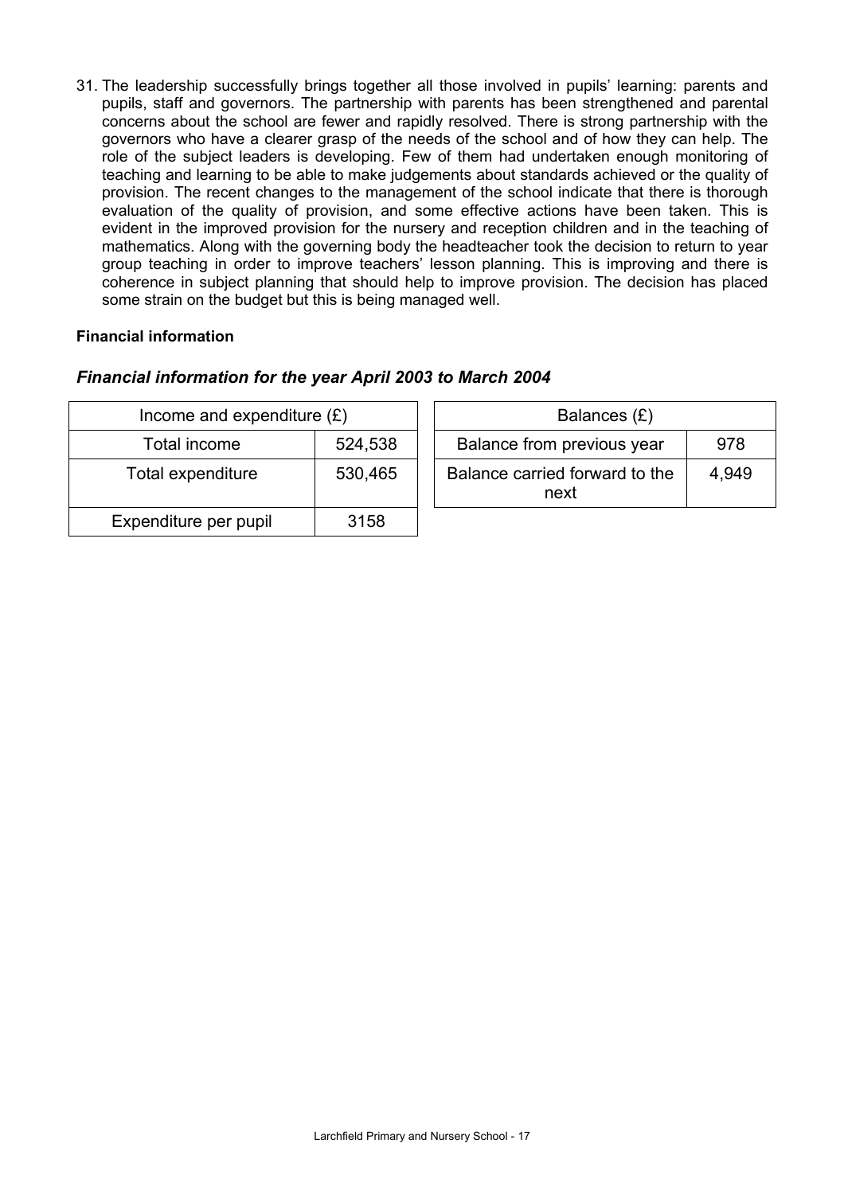31. The leadership successfully brings together all those involved in pupils' learning: parents and pupils, staff and governors. The partnership with parents has been strengthened and parental concerns about the school are fewer and rapidly resolved. There is strong partnership with the governors who have a clearer grasp of the needs of the school and of how they can help. The role of the subject leaders is developing. Few of them had undertaken enough monitoring of teaching and learning to be able to make judgements about standards achieved or the quality of provision. The recent changes to the management of the school indicate that there is thorough evaluation of the quality of provision, and some effective actions have been taken. This is evident in the improved provision for the nursery and reception children and in the teaching of mathematics. Along with the governing body the headteacher took the decision to return to year group teaching in order to improve teachers' lesson planning. This is improving and there is coherence in subject planning that should help to improve provision. The decision has placed some strain on the budget but this is being managed well.

**Financial information**

***Financial information for the year April 2003 to March 2004***

| Income and expenditure (£) | |
|---|---|
| Total income | 524,538 |
| Total expenditure | 530,465 |
| Expenditure per pupil | 3158 |

| Balances (£) | |
|---|---|
| Balance from previous year | 978 |
| Balance carried forward to the next | 4,949 |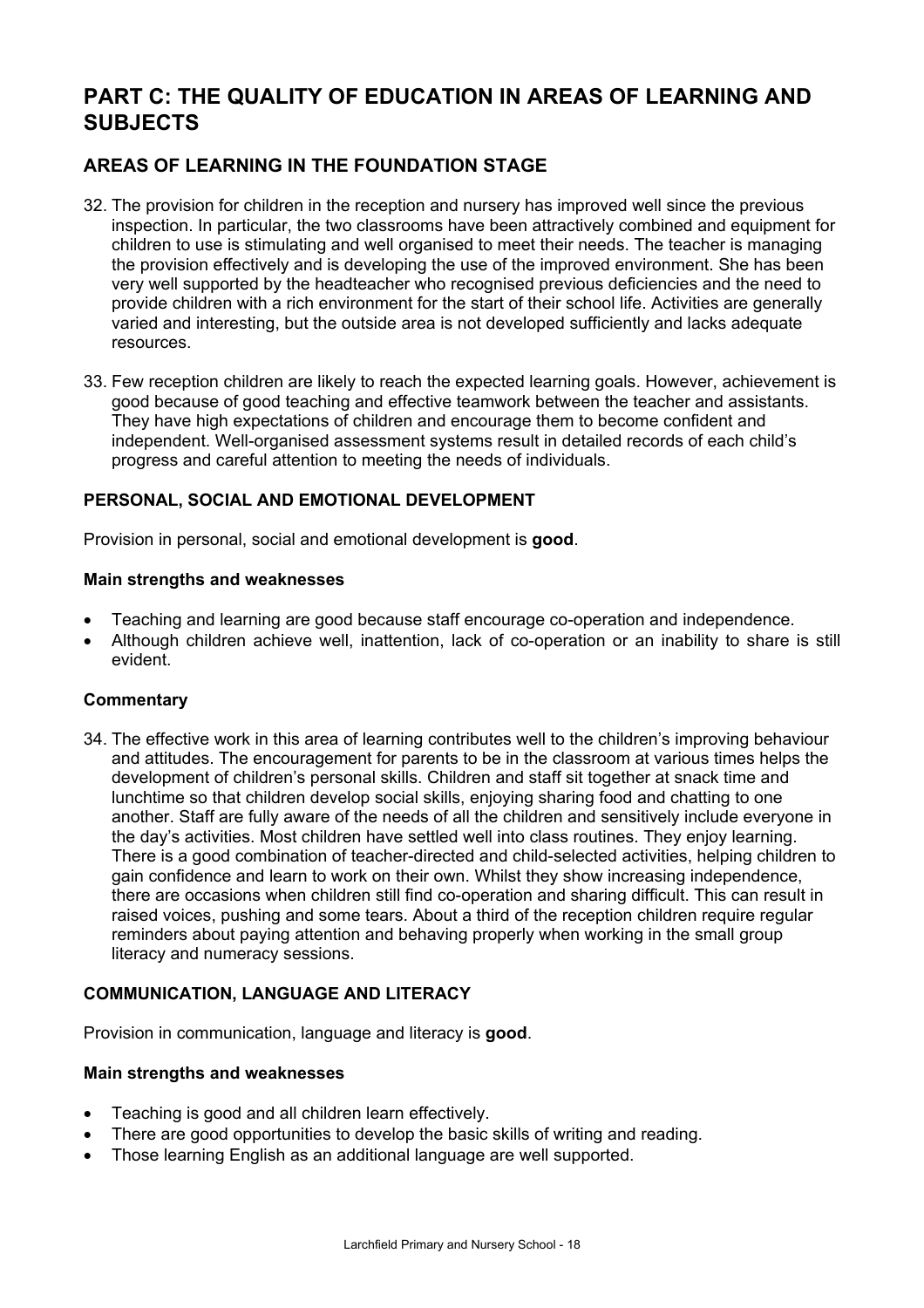# PART C: THE QUALITY OF EDUCATION IN AREAS OF LEARNING AND SUBJECTS

## AREAS OF LEARNING IN THE FOUNDATION STAGE

32. The provision for children in the reception and nursery has improved well since the previous inspection. In particular, the two classrooms have been attractively combined and equipment for children to use is stimulating and well organised to meet their needs. The teacher is managing the provision effectively and is developing the use of the improved environment. She has been very well supported by the headteacher who recognised previous deficiencies and the need to provide children with a rich environment for the start of their school life. Activities are generally varied and interesting, but the outside area is not developed sufficiently and lacks adequate resources.

33. Few reception children are likely to reach the expected learning goals. However, achievement is good because of good teaching and effective teamwork between the teacher and assistants. They have high expectations of children and encourage them to become confident and independent. Well-organised assessment systems result in detailed records of each child's progress and careful attention to meeting the needs of individuals.

### PERSONAL, SOCIAL AND EMOTIONAL DEVELOPMENT

Provision in personal, social and emotional development is **good**.

#### Main strengths and weaknesses

- Teaching and learning are good because staff encourage co-operation and independence.
- Although children achieve well, inattention, lack of co-operation or an inability to share is still evident.

#### Commentary

34. The effective work in this area of learning contributes well to the children's improving behaviour and attitudes. The encouragement for parents to be in the classroom at various times helps the development of children's personal skills. Children and staff sit together at snack time and lunchtime so that children develop social skills, enjoying sharing food and chatting to one another. Staff are fully aware of the needs of all the children and sensitively include everyone in the day's activities. Most children have settled well into class routines. They enjoy learning. There is a good combination of teacher-directed and child-selected activities, helping children to gain confidence and learn to work on their own. Whilst they show increasing independence, there are occasions when children still find co-operation and sharing difficult. This can result in raised voices, pushing and some tears. About a third of the reception children require regular reminders about paying attention and behaving properly when working in the small group literacy and numeracy sessions.

### COMMUNICATION, LANGUAGE AND LITERACY

Provision in communication, language and literacy is **good**.

#### Main strengths and weaknesses

- Teaching is good and all children learn effectively.
- There are good opportunities to develop the basic skills of writing and reading.
- Those learning English as an additional language are well supported.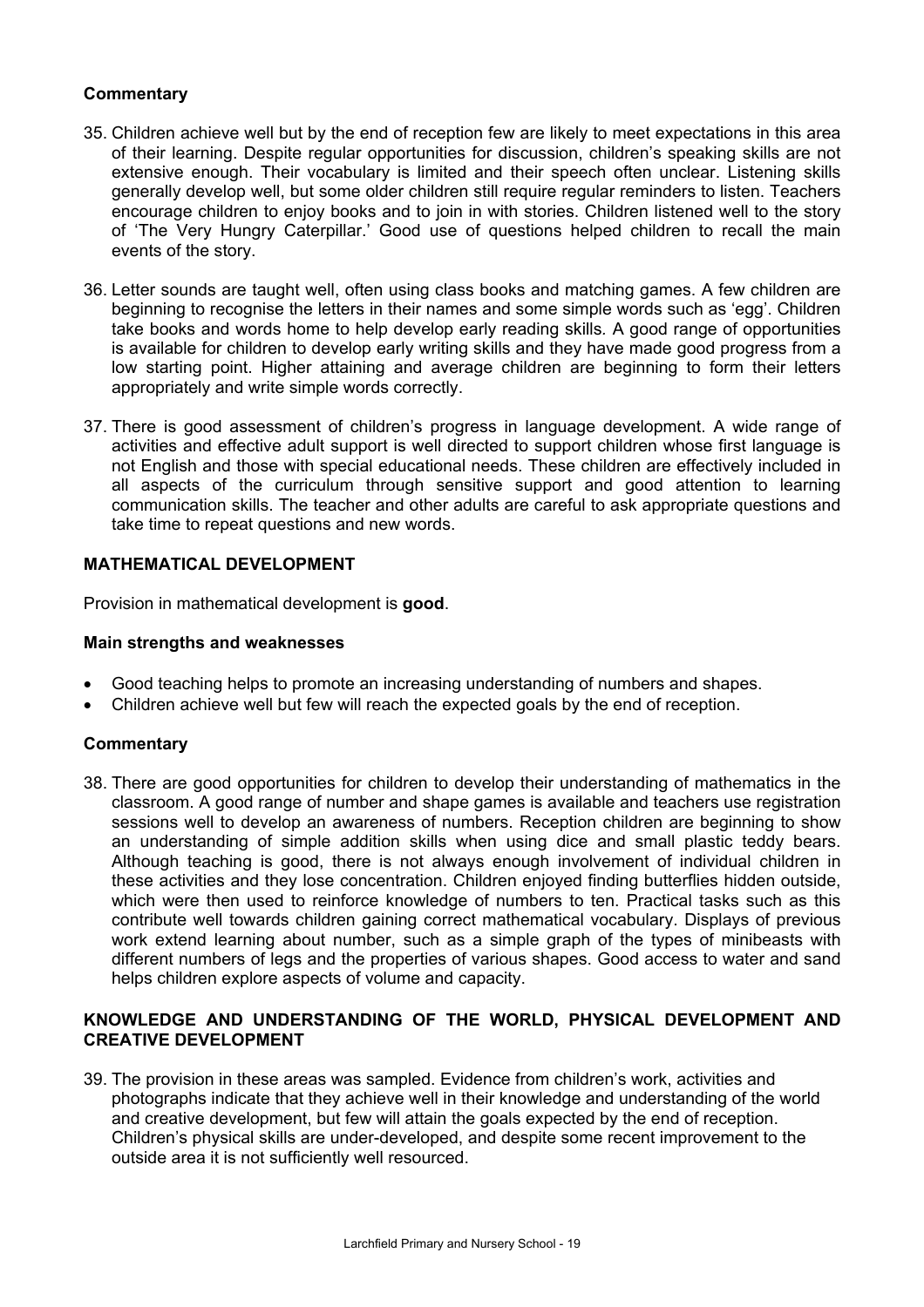**Commentary**

35. Children achieve well but by the end of reception few are likely to meet expectations in this area of their learning. Despite regular opportunities for discussion, children's speaking skills are not extensive enough. Their vocabulary is limited and their speech often unclear. Listening skills generally develop well, but some older children still require regular reminders to listen. Teachers encourage children to enjoy books and to join in with stories. Children listened well to the story of 'The Very Hungry Caterpillar.' Good use of questions helped children to recall the main events of the story.

36. Letter sounds are taught well, often using class books and matching games. A few children are beginning to recognise the letters in their names and some simple words such as 'egg'. Children take books and words home to help develop early reading skills. A good range of opportunities is available for children to develop early writing skills and they have made good progress from a low starting point. Higher attaining and average children are beginning to form their letters appropriately and write simple words correctly.

37. There is good assessment of children's progress in language development. A wide range of activities and effective adult support is well directed to support children whose first language is not English and those with special educational needs. These children are effectively included in all aspects of the curriculum through sensitive support and good attention to learning communication skills. The teacher and other adults are careful to ask appropriate questions and take time to repeat questions and new words.

**MATHEMATICAL DEVELOPMENT**

Provision in mathematical development is **good**.

**Main strengths and weaknesses**

- Good teaching helps to promote an increasing understanding of numbers and shapes.
- Children achieve well but few will reach the expected goals by the end of reception.

**Commentary**

38. There are good opportunities for children to develop their understanding of mathematics in the classroom. A good range of number and shape games is available and teachers use registration sessions well to develop an awareness of numbers. Reception children are beginning to show an understanding of simple addition skills when using dice and small plastic teddy bears. Although teaching is good, there is not always enough involvement of individual children in these activities and they lose concentration. Children enjoyed finding butterflies hidden outside, which were then used to reinforce knowledge of numbers to ten. Practical tasks such as this contribute well towards children gaining correct mathematical vocabulary. Displays of previous work extend learning about number, such as a simple graph of the types of minibeasts with different numbers of legs and the properties of various shapes. Good access to water and sand helps children explore aspects of volume and capacity.

**KNOWLEDGE AND UNDERSTANDING OF THE WORLD, PHYSICAL DEVELOPMENT AND CREATIVE DEVELOPMENT**

39. The provision in these areas was sampled. Evidence from children's work, activities and photographs indicate that they achieve well in their knowledge and understanding of the world and creative development, but few will attain the goals expected by the end of reception. Children's physical skills are under-developed, and despite some recent improvement to the outside area it is not sufficiently well resourced.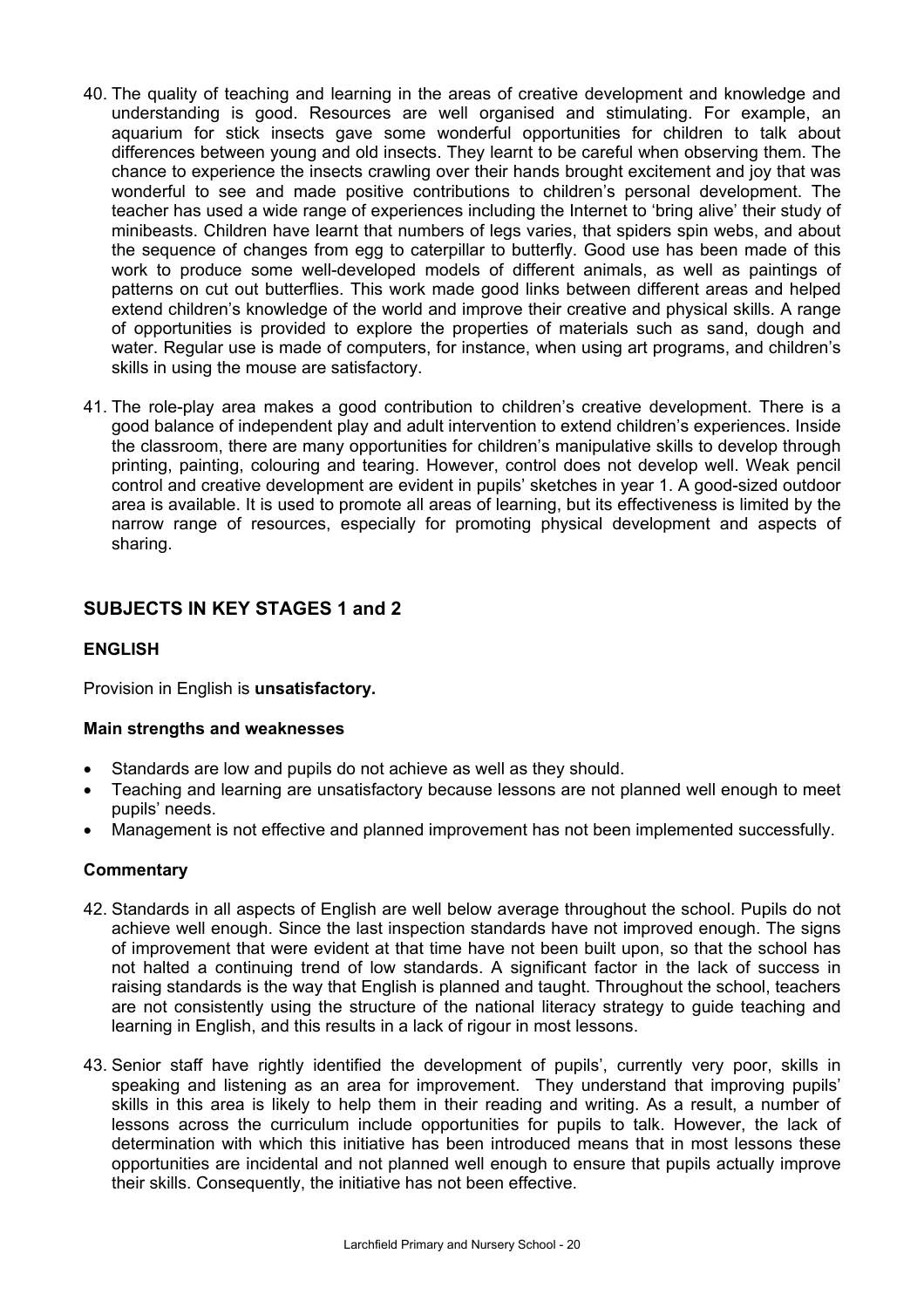40. The quality of teaching and learning in the areas of creative development and knowledge and understanding is good. Resources are well organised and stimulating. For example, an aquarium for stick insects gave some wonderful opportunities for children to talk about differences between young and old insects. They learnt to be careful when observing them. The chance to experience the insects crawling over their hands brought excitement and joy that was wonderful to see and made positive contributions to children's personal development. The teacher has used a wide range of experiences including the Internet to 'bring alive' their study of minibeasts. Children have learnt that numbers of legs varies, that spiders spin webs, and about the sequence of changes from egg to caterpillar to butterfly. Good use has been made of this work to produce some well-developed models of different animals, as well as paintings of patterns on cut out butterflies. This work made good links between different areas and helped extend children's knowledge of the world and improve their creative and physical skills. A range of opportunities is provided to explore the properties of materials such as sand, dough and water. Regular use is made of computers, for instance, when using art programs, and children's skills in using the mouse are satisfactory.

41. The role-play area makes a good contribution to children's creative development. There is a good balance of independent play and adult intervention to extend children's experiences. Inside the classroom, there are many opportunities for children's manipulative skills to develop through printing, painting, colouring and tearing. However, control does not develop well. Weak pencil control and creative development are evident in pupils' sketches in year 1. A good-sized outdoor area is available. It is used to promote all areas of learning, but its effectiveness is limited by the narrow range of resources, especially for promoting physical development and aspects of sharing.

## SUBJECTS IN KEY STAGES 1 and 2

### ENGLISH

Provision in English is **unsatisfactory.**

#### Main strengths and weaknesses

- Standards are low and pupils do not achieve as well as they should.
- Teaching and learning are unsatisfactory because lessons are not planned well enough to meet pupils' needs.
- Management is not effective and planned improvement has not been implemented successfully.

#### Commentary

42. Standards in all aspects of English are well below average throughout the school. Pupils do not achieve well enough. Since the last inspection standards have not improved enough. The signs of improvement that were evident at that time have not been built upon, so that the school has not halted a continuing trend of low standards. A significant factor in the lack of success in raising standards is the way that English is planned and taught. Throughout the school, teachers are not consistently using the structure of the national literacy strategy to guide teaching and learning in English, and this results in a lack of rigour in most lessons.

43. Senior staff have rightly identified the development of pupils', currently very poor, skills in speaking and listening as an area for improvement. They understand that improving pupils' skills in this area is likely to help them in their reading and writing. As a result, a number of lessons across the curriculum include opportunities for pupils to talk. However, the lack of determination with which this initiative has been introduced means that in most lessons these opportunities are incidental and not planned well enough to ensure that pupils actually improve their skills. Consequently, the initiative has not been effective.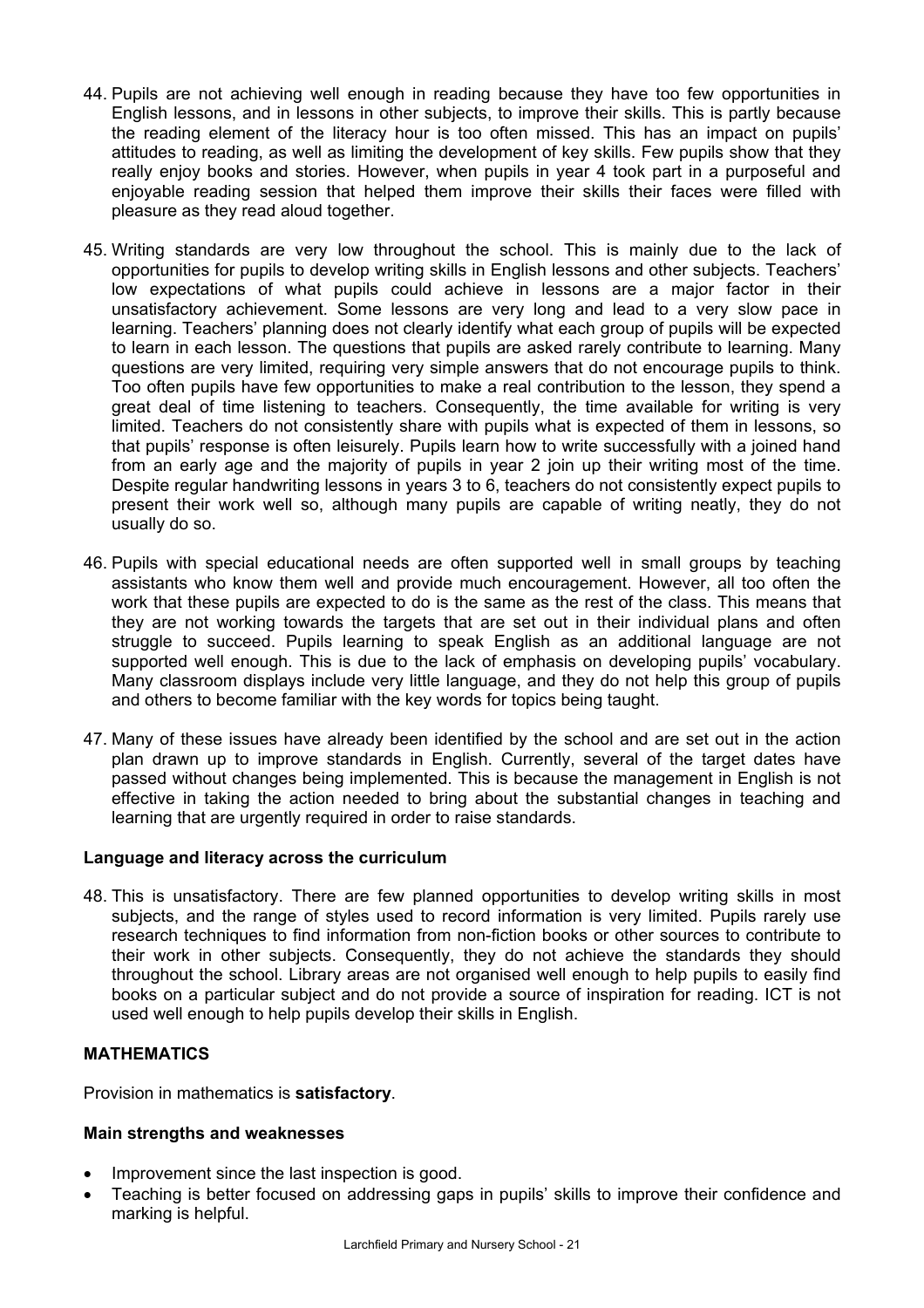44. Pupils are not achieving well enough in reading because they have too few opportunities in English lessons, and in lessons in other subjects, to improve their skills. This is partly because the reading element of the literacy hour is too often missed. This has an impact on pupils' attitudes to reading, as well as limiting the development of key skills. Few pupils show that they really enjoy books and stories. However, when pupils in year 4 took part in a purposeful and enjoyable reading session that helped them improve their skills their faces were filled with pleasure as they read aloud together.

45. Writing standards are very low throughout the school. This is mainly due to the lack of opportunities for pupils to develop writing skills in English lessons and other subjects. Teachers' low expectations of what pupils could achieve in lessons are a major factor in their unsatisfactory achievement. Some lessons are very long and lead to a very slow pace in learning. Teachers' planning does not clearly identify what each group of pupils will be expected to learn in each lesson. The questions that pupils are asked rarely contribute to learning. Many questions are very limited, requiring very simple answers that do not encourage pupils to think. Too often pupils have few opportunities to make a real contribution to the lesson, they spend a great deal of time listening to teachers. Consequently, the time available for writing is very limited. Teachers do not consistently share with pupils what is expected of them in lessons, so that pupils' response is often leisurely. Pupils learn how to write successfully with a joined hand from an early age and the majority of pupils in year 2 join up their writing most of the time. Despite regular handwriting lessons in years 3 to 6, teachers do not consistently expect pupils to present their work well so, although many pupils are capable of writing neatly, they do not usually do so.

46. Pupils with special educational needs are often supported well in small groups by teaching assistants who know them well and provide much encouragement. However, all too often the work that these pupils are expected to do is the same as the rest of the class. This means that they are not working towards the targets that are set out in their individual plans and often struggle to succeed. Pupils learning to speak English as an additional language are not supported well enough. This is due to the lack of emphasis on developing pupils' vocabulary. Many classroom displays include very little language, and they do not help this group of pupils and others to become familiar with the key words for topics being taught.

47. Many of these issues have already been identified by the school and are set out in the action plan drawn up to improve standards in English. Currently, several of the target dates have passed without changes being implemented. This is because the management in English is not effective in taking the action needed to bring about the substantial changes in teaching and learning that are urgently required in order to raise standards.

### Language and literacy across the curriculum

48. This is unsatisfactory. There are few planned opportunities to develop writing skills in most subjects, and the range of styles used to record information is very limited. Pupils rarely use research techniques to find information from non-fiction books or other sources to contribute to their work in other subjects. Consequently, they do not achieve the standards they should throughout the school. Library areas are not organised well enough to help pupils to easily find books on a particular subject and do not provide a source of inspiration for reading. ICT is not used well enough to help pupils develop their skills in English.

## MATHEMATICS

Provision in mathematics is **satisfactory**.

### Main strengths and weaknesses

- Improvement since the last inspection is good.
- Teaching is better focused on addressing gaps in pupils' skills to improve their confidence and marking is helpful.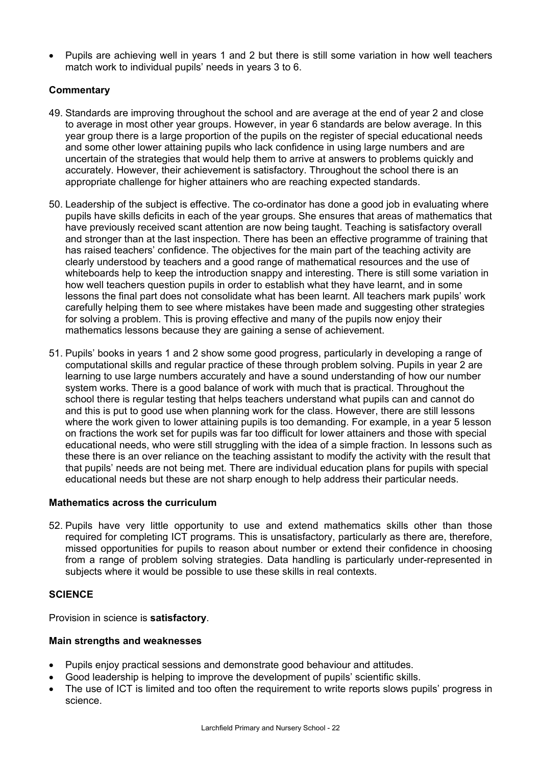- Pupils are achieving well in years 1 and 2 but there is still some variation in how well teachers match work to individual pupils' needs in years 3 to 6.

### Commentary

49. Standards are improving throughout the school and are average at the end of year 2 and close to average in most other year groups. However, in year 6 standards are below average. In this year group there is a large proportion of the pupils on the register of special educational needs and some other lower attaining pupils who lack confidence in using large numbers and are uncertain of the strategies that would help them to arrive at answers to problems quickly and accurately. However, their achievement is satisfactory. Throughout the school there is an appropriate challenge for higher attainers who are reaching expected standards.

50. Leadership of the subject is effective. The co-ordinator has done a good job in evaluating where pupils have skills deficits in each of the year groups. She ensures that areas of mathematics that have previously received scant attention are now being taught. Teaching is satisfactory overall and stronger than at the last inspection. There has been an effective programme of training that has raised teachers' confidence. The objectives for the main part of the teaching activity are clearly understood by teachers and a good range of mathematical resources and the use of whiteboards help to keep the introduction snappy and interesting. There is still some variation in how well teachers question pupils in order to establish what they have learnt, and in some lessons the final part does not consolidate what has been learnt. All teachers mark pupils' work carefully helping them to see where mistakes have been made and suggesting other strategies for solving a problem. This is proving effective and many of the pupils now enjoy their mathematics lessons because they are gaining a sense of achievement.

51. Pupils' books in years 1 and 2 show some good progress, particularly in developing a range of computational skills and regular practice of these through problem solving. Pupils in year 2 are learning to use large numbers accurately and have a sound understanding of how our number system works. There is a good balance of work with much that is practical. Throughout the school there is regular testing that helps teachers understand what pupils can and cannot do and this is put to good use when planning work for the class. However, there are still lessons where the work given to lower attaining pupils is too demanding. For example, in a year 5 lesson on fractions the work set for pupils was far too difficult for lower attainers and those with special educational needs, who were still struggling with the idea of a simple fraction. In lessons such as these there is an over reliance on the teaching assistant to modify the activity with the result that that pupils' needs are not being met. There are individual education plans for pupils with special educational needs but these are not sharp enough to help address their particular needs.

### Mathematics across the curriculum

52. Pupils have very little opportunity to use and extend mathematics skills other than those required for completing ICT programs. This is unsatisfactory, particularly as there are, therefore, missed opportunities for pupils to reason about number or extend their confidence in choosing from a range of problem solving strategies. Data handling is particularly under-represented in subjects where it would be possible to use these skills in real contexts.

## SCIENCE

Provision in science is **satisfactory**.

### Main strengths and weaknesses

- Pupils enjoy practical sessions and demonstrate good behaviour and attitudes.
- Good leadership is helping to improve the development of pupils' scientific skills.
- The use of ICT is limited and too often the requirement to write reports slows pupils' progress in science.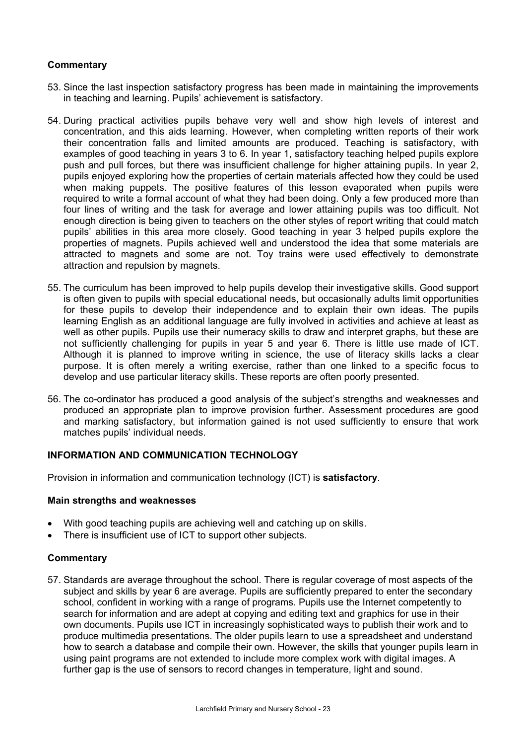**Commentary**

53. Since the last inspection satisfactory progress has been made in maintaining the improvements in teaching and learning. Pupils' achievement is satisfactory.

54. During practical activities pupils behave very well and show high levels of interest and concentration, and this aids learning. However, when completing written reports of their work their concentration falls and limited amounts are produced. Teaching is satisfactory, with examples of good teaching in years 3 to 6. In year 1, satisfactory teaching helped pupils explore push and pull forces, but there was insufficient challenge for higher attaining pupils. In year 2, pupils enjoyed exploring how the properties of certain materials affected how they could be used when making puppets. The positive features of this lesson evaporated when pupils were required to write a formal account of what they had been doing. Only a few produced more than four lines of writing and the task for average and lower attaining pupils was too difficult. Not enough direction is being given to teachers on the other styles of report writing that could match pupils' abilities in this area more closely. Good teaching in year 3 helped pupils explore the properties of magnets. Pupils achieved well and understood the idea that some materials are attracted to magnets and some are not. Toy trains were used effectively to demonstrate attraction and repulsion by magnets.

55. The curriculum has been improved to help pupils develop their investigative skills. Good support is often given to pupils with special educational needs, but occasionally adults limit opportunities for these pupils to develop their independence and to explain their own ideas. The pupils learning English as an additional language are fully involved in activities and achieve at least as well as other pupils. Pupils use their numeracy skills to draw and interpret graphs, but these are not sufficiently challenging for pupils in year 5 and year 6. There is little use made of ICT. Although it is planned to improve writing in science, the use of literacy skills lacks a clear purpose. It is often merely a writing exercise, rather than one linked to a specific focus to develop and use particular literacy skills. These reports are often poorly presented.

56. The co-ordinator has produced a good analysis of the subject's strengths and weaknesses and produced an appropriate plan to improve provision further. Assessment procedures are good and marking satisfactory, but information gained is not used sufficiently to ensure that work matches pupils' individual needs.

## INFORMATION AND COMMUNICATION TECHNOLOGY

Provision in information and communication technology (ICT) is **satisfactory**.

**Main strengths and weaknesses**

- With good teaching pupils are achieving well and catching up on skills.
- There is insufficient use of ICT to support other subjects.

**Commentary**

57. Standards are average throughout the school. There is regular coverage of most aspects of the subject and skills by year 6 are average. Pupils are sufficiently prepared to enter the secondary school, confident in working with a range of programs. Pupils use the Internet competently to search for information and are adept at copying and editing text and graphics for use in their own documents. Pupils use ICT in increasingly sophisticated ways to publish their work and to produce multimedia presentations. The older pupils learn to use a spreadsheet and understand how to search a database and compile their own. However, the skills that younger pupils learn in using paint programs are not extended to include more complex work with digital images. A further gap is the use of sensors to record changes in temperature, light and sound.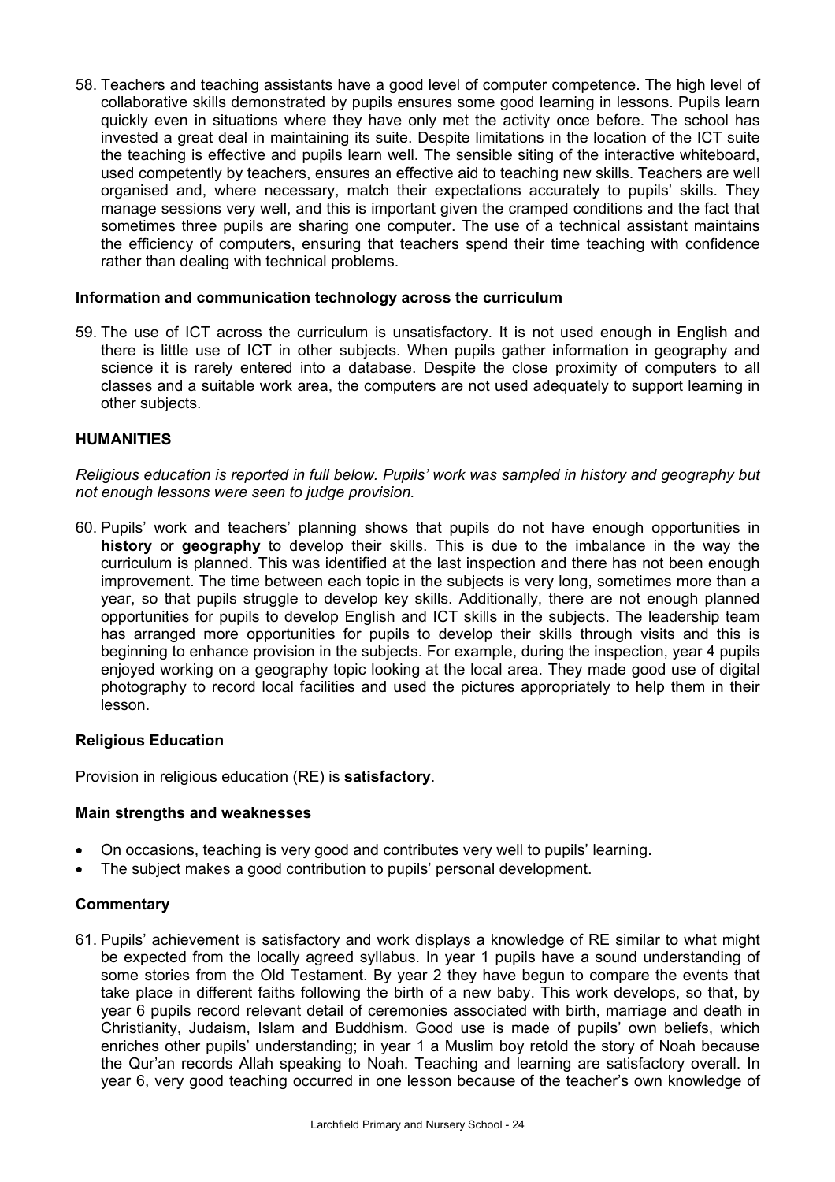58. Teachers and teaching assistants have a good level of computer competence. The high level of collaborative skills demonstrated by pupils ensures some good learning in lessons. Pupils learn quickly even in situations where they have only met the activity once before. The school has invested a great deal in maintaining its suite. Despite limitations in the location of the ICT suite the teaching is effective and pupils learn well. The sensible siting of the interactive whiteboard, used competently by teachers, ensures an effective aid to teaching new skills. Teachers are well organised and, where necessary, match their expectations accurately to pupils' skills. They manage sessions very well, and this is important given the cramped conditions and the fact that sometimes three pupils are sharing one computer. The use of a technical assistant maintains the efficiency of computers, ensuring that teachers spend their time teaching with confidence rather than dealing with technical problems.

### Information and communication technology across the curriculum

59. The use of ICT across the curriculum is unsatisfactory. It is not used enough in English and there is little use of ICT in other subjects. When pupils gather information in geography and science it is rarely entered into a database. Despite the close proximity of computers to all classes and a suitable work area, the computers are not used adequately to support learning in other subjects.

## HUMANITIES

*Religious education is reported in full below. Pupils' work was sampled in history and geography but not enough lessons were seen to judge provision.*

60. Pupils' work and teachers' planning shows that pupils do not have enough opportunities in **history** or **geography** to develop their skills. This is due to the imbalance in the way the curriculum is planned. This was identified at the last inspection and there has not been enough improvement. The time between each topic in the subjects is very long, sometimes more than a year, so that pupils struggle to develop key skills. Additionally, there are not enough planned opportunities for pupils to develop English and ICT skills in the subjects. The leadership team has arranged more opportunities for pupils to develop their skills through visits and this is beginning to enhance provision in the subjects. For example, during the inspection, year 4 pupils enjoyed working on a geography topic looking at the local area. They made good use of digital photography to record local facilities and used the pictures appropriately to help them in their lesson.

### Religious Education

Provision in religious education (RE) is **satisfactory**.

### Main strengths and weaknesses

- On occasions, teaching is very good and contributes very well to pupils' learning.
- The subject makes a good contribution to pupils' personal development.

### Commentary

61. Pupils' achievement is satisfactory and work displays a knowledge of RE similar to what might be expected from the locally agreed syllabus. In year 1 pupils have a sound understanding of some stories from the Old Testament. By year 2 they have begun to compare the events that take place in different faiths following the birth of a new baby. This work develops, so that, by year 6 pupils record relevant detail of ceremonies associated with birth, marriage and death in Christianity, Judaism, Islam and Buddhism. Good use is made of pupils' own beliefs, which enriches other pupils' understanding; in year 1 a Muslim boy retold the story of Noah because the Qur'an records Allah speaking to Noah. Teaching and learning are satisfactory overall. In year 6, very good teaching occurred in one lesson because of the teacher's own knowledge of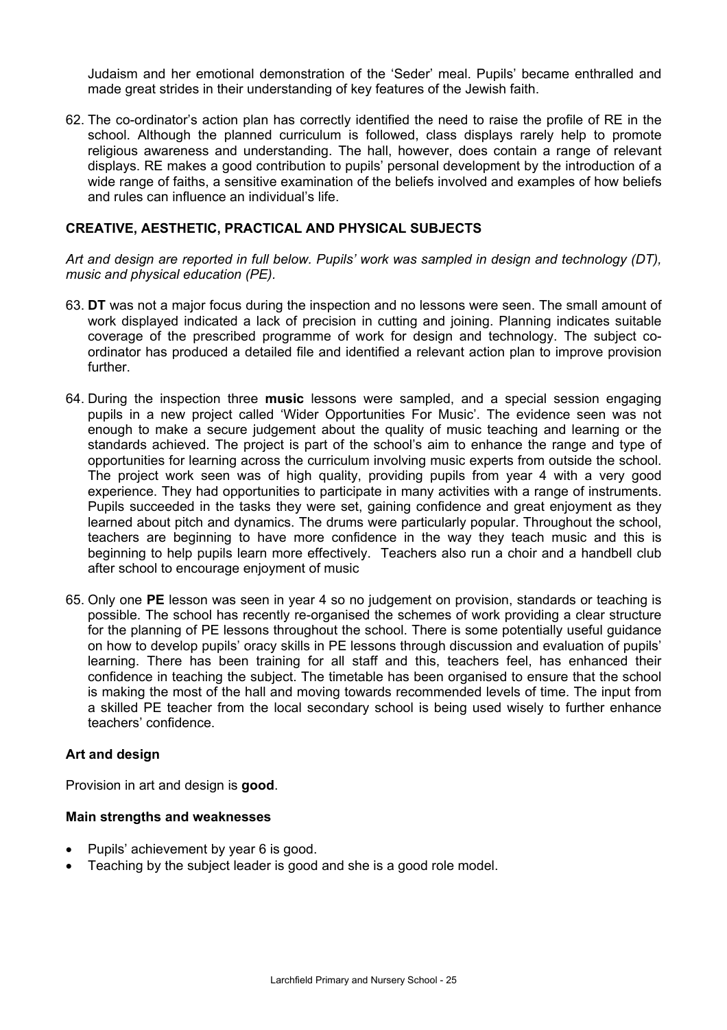Judaism and her emotional demonstration of the 'Seder' meal. Pupils' became enthralled and made great strides in their understanding of key features of the Jewish faith.

62. The co-ordinator's action plan has correctly identified the need to raise the profile of RE in the school. Although the planned curriculum is followed, class displays rarely help to promote religious awareness and understanding. The hall, however, does contain a range of relevant displays. RE makes a good contribution to pupils' personal development by the introduction of a wide range of faiths, a sensitive examination of the beliefs involved and examples of how beliefs and rules can influence an individual's life.

## CREATIVE, AESTHETIC, PRACTICAL AND PHYSICAL SUBJECTS

*Art and design are reported in full below. Pupils' work was sampled in design and technology (DT), music and physical education (PE).*

63. **DT** was not a major focus during the inspection and no lessons were seen. The small amount of work displayed indicated a lack of precision in cutting and joining. Planning indicates suitable coverage of the prescribed programme of work for design and technology. The subject co-ordinator has produced a detailed file and identified a relevant action plan to improve provision further.

64. During the inspection three **music** lessons were sampled, and a special session engaging pupils in a new project called 'Wider Opportunities For Music'. The evidence seen was not enough to make a secure judgement about the quality of music teaching and learning or the standards achieved. The project is part of the school's aim to enhance the range and type of opportunities for learning across the curriculum involving music experts from outside the school. The project work seen was of high quality, providing pupils from year 4 with a very good experience. They had opportunities to participate in many activities with a range of instruments. Pupils succeeded in the tasks they were set, gaining confidence and great enjoyment as they learned about pitch and dynamics. The drums were particularly popular. Throughout the school, teachers are beginning to have more confidence in the way they teach music and this is beginning to help pupils learn more effectively. Teachers also run a choir and a handbell club after school to encourage enjoyment of music

65. Only one **PE** lesson was seen in year 4 so no judgement on provision, standards or teaching is possible. The school has recently re-organised the schemes of work providing a clear structure for the planning of PE lessons throughout the school. There is some potentially useful guidance on how to develop pupils' oracy skills in PE lessons through discussion and evaluation of pupils' learning. There has been training for all staff and this, teachers feel, has enhanced their confidence in teaching the subject. The timetable has been organised to ensure that the school is making the most of the hall and moving towards recommended levels of time. The input from a skilled PE teacher from the local secondary school is being used wisely to further enhance teachers' confidence.

### Art and design

Provision in art and design is **good**.

#### Main strengths and weaknesses

- Pupils' achievement by year 6 is good.
- Teaching by the subject leader is good and she is a good role model.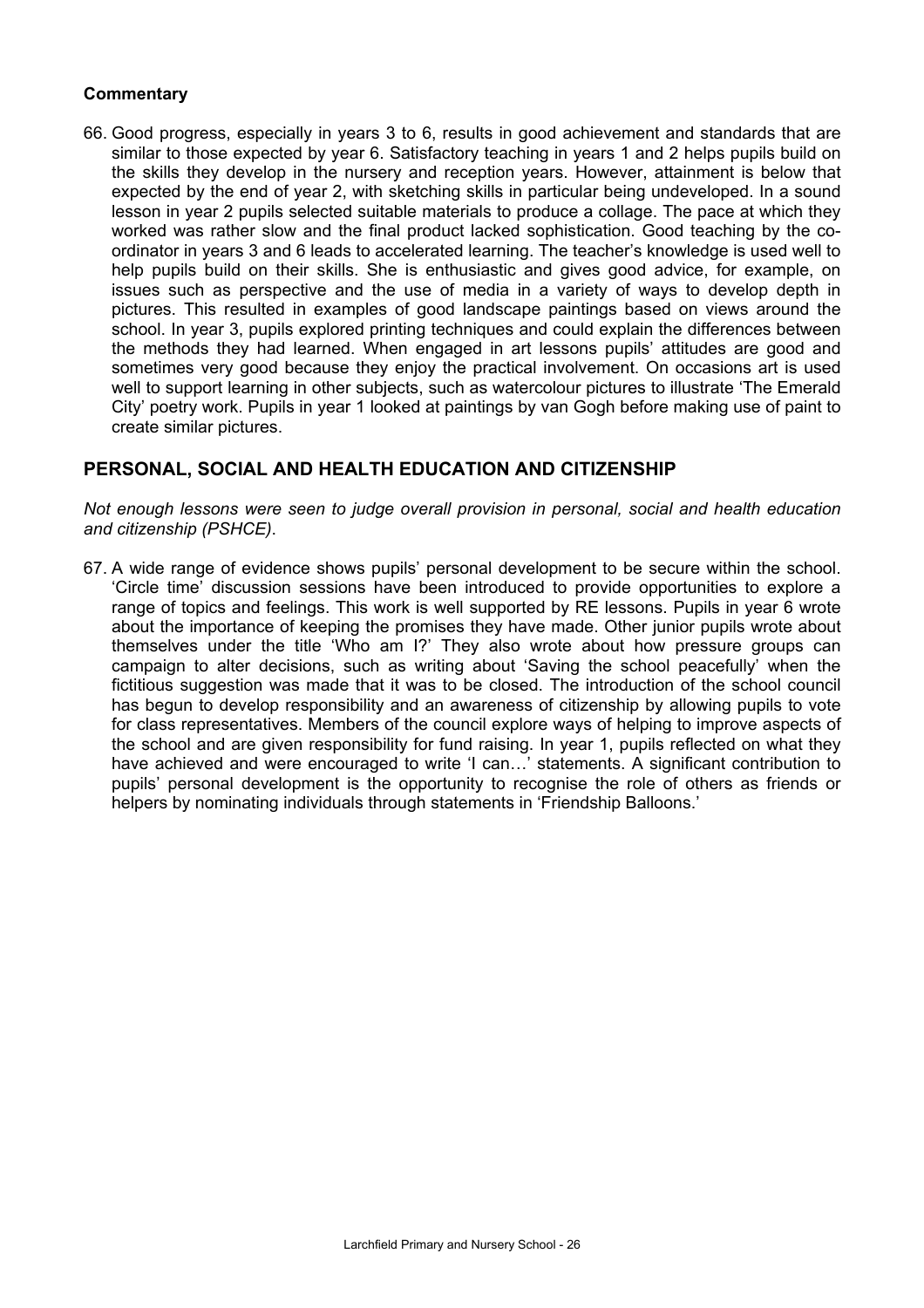**Commentary**

66. Good progress, especially in years 3 to 6, results in good achievement and standards that are similar to those expected by year 6. Satisfactory teaching in years 1 and 2 helps pupils build on the skills they develop in the nursery and reception years. However, attainment is below that expected by the end of year 2, with sketching skills in particular being undeveloped. In a sound lesson in year 2 pupils selected suitable materials to produce a collage. The pace at which they worked was rather slow and the final product lacked sophistication. Good teaching by the co-ordinator in years 3 and 6 leads to accelerated learning. The teacher's knowledge is used well to help pupils build on their skills. She is enthusiastic and gives good advice, for example, on issues such as perspective and the use of media in a variety of ways to develop depth in pictures. This resulted in examples of good landscape paintings based on views around the school. In year 3, pupils explored printing techniques and could explain the differences between the methods they had learned. When engaged in art lessons pupils' attitudes are good and sometimes very good because they enjoy the practical involvement. On occasions art is used well to support learning in other subjects, such as watercolour pictures to illustrate 'The Emerald City' poetry work. Pupils in year 1 looked at paintings by van Gogh before making use of paint to create similar pictures.

## PERSONAL, SOCIAL AND HEALTH EDUCATION AND CITIZENSHIP

*Not enough lessons were seen to judge overall provision in personal, social and health education and citizenship (PSHCE).*

67. A wide range of evidence shows pupils' personal development to be secure within the school. 'Circle time' discussion sessions have been introduced to provide opportunities to explore a range of topics and feelings. This work is well supported by RE lessons. Pupils in year 6 wrote about the importance of keeping the promises they have made. Other junior pupils wrote about themselves under the title 'Who am I?' They also wrote about how pressure groups can campaign to alter decisions, such as writing about 'Saving the school peacefully' when the fictitious suggestion was made that it was to be closed. The introduction of the school council has begun to develop responsibility and an awareness of citizenship by allowing pupils to vote for class representatives. Members of the council explore ways of helping to improve aspects of the school and are given responsibility for fund raising. In year 1, pupils reflected on what they have achieved and were encouraged to write 'I can…' statements. A significant contribution to pupils' personal development is the opportunity to recognise the role of others as friends or helpers by nominating individuals through statements in 'Friendship Balloons.'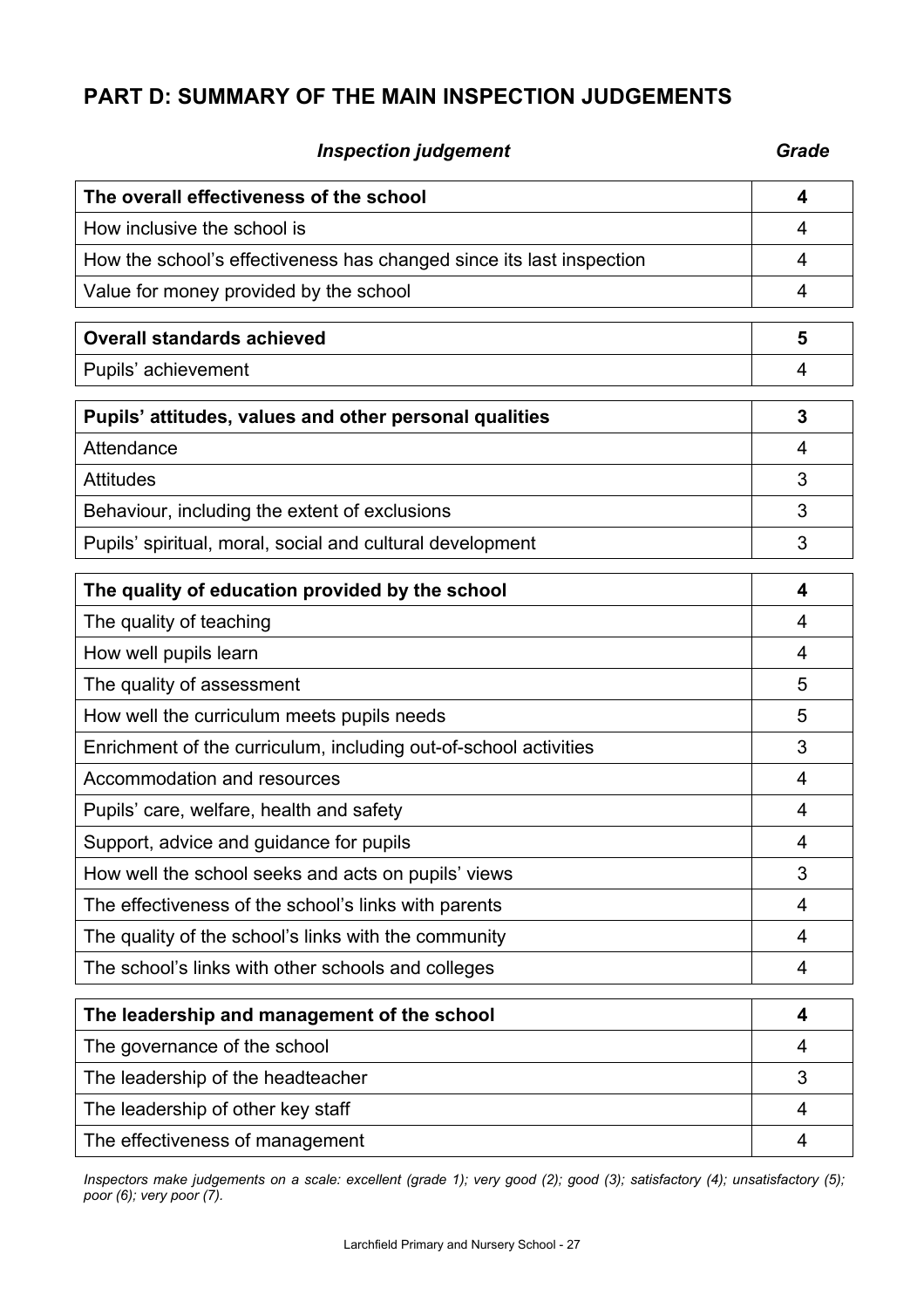# PART D: SUMMARY OF THE MAIN INSPECTION JUDGEMENTS

| *Inspection judgement* | *Grade* |
| --- | --- |
| **The overall effectiveness of the school** | **4** |
| How inclusive the school is | 4 |
| How the school's effectiveness has changed since its last inspection | 4 |
| Value for money provided by the school | 4 |
| **Overall standards achieved** | **5** |
| Pupils' achievement | 4 |
| **Pupils' attitudes, values and other personal qualities** | **3** |
| Attendance | 4 |
| Attitudes | 3 |
| Behaviour, including the extent of exclusions | 3 |
| Pupils' spiritual, moral, social and cultural development | 3 |
| **The quality of education provided by the school** | **4** |
| The quality of teaching | 4 |
| How well pupils learn | 4 |
| The quality of assessment | 5 |
| How well the curriculum meets pupils needs | 5 |
| Enrichment of the curriculum, including out-of-school activities | 3 |
| Accommodation and resources | 4 |
| Pupils' care, welfare, health and safety | 4 |
| Support, advice and guidance for pupils | 4 |
| How well the school seeks and acts on pupils' views | 3 |
| The effectiveness of the school's links with parents | 4 |
| The quality of the school's links with the community | 4 |
| The school's links with other schools and colleges | 4 |
| **The leadership and management of the school** | **4** |
| The governance of the school | 4 |
| The leadership of the headteacher | 3 |
| The leadership of other key staff | 4 |
| The effectiveness of management | 4 |

*Inspectors make judgements on a scale: excellent (grade 1); very good (2); good (3); satisfactory (4); unsatisfactory (5); poor (6); very poor (7).*